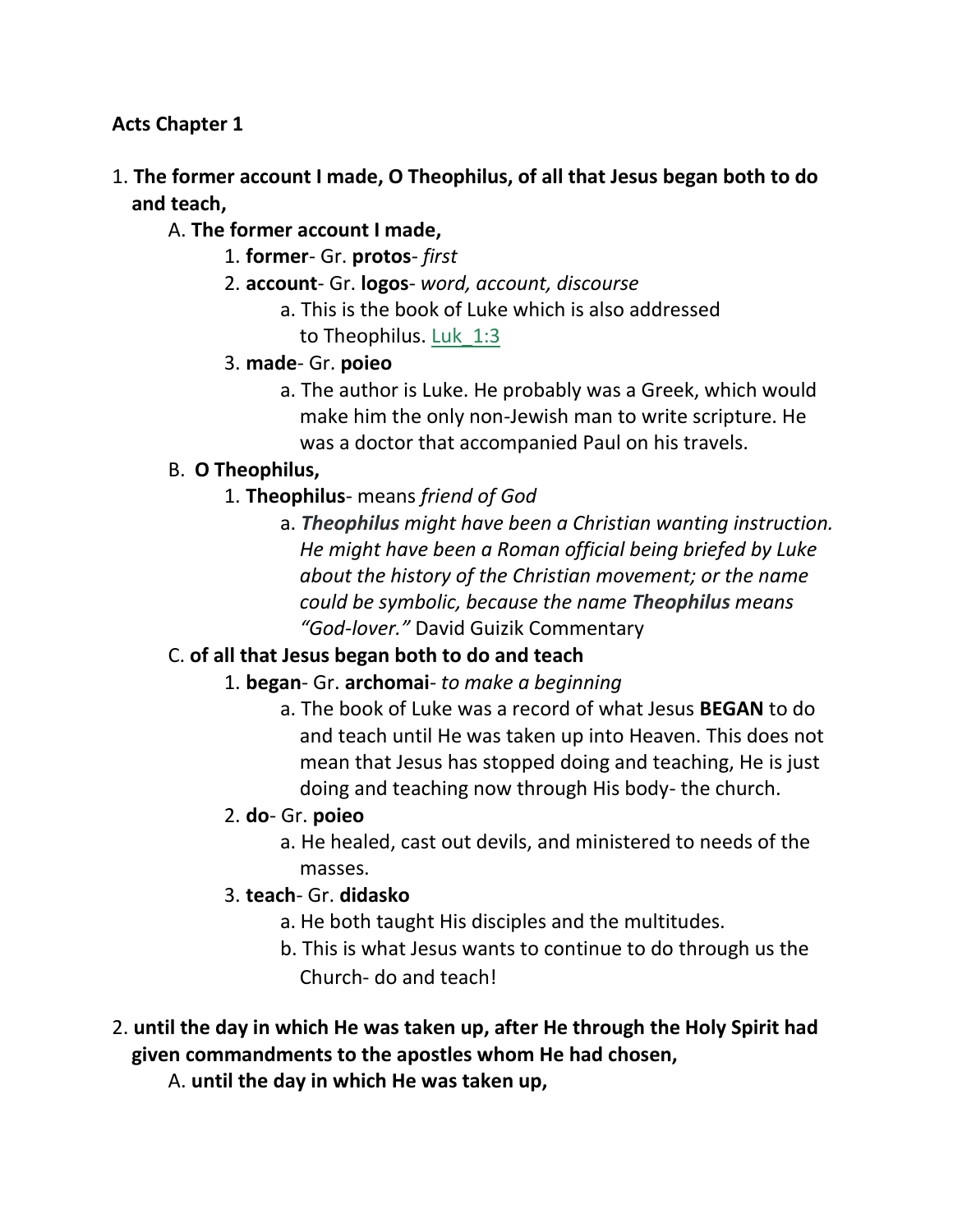**Acts Chapter 1**

1. **The former account I made, O Theophilus, of all that Jesus began both to do and teach,**
    A. **The former account I made,**
        1. **former**- Gr. **protos**- *first*
        2. **account**- Gr. **logos**- *word, account, discourse*
            a. This is the book of Luke which is also addressed to Theophilus. Luk_1:3
        3. **made**- Gr. **poieo**
            a. The author is Luke. He probably was a Greek, which would make him the only non-Jewish man to write scripture. He was a doctor that accompanied Paul on his travels.
    B. **O Theophilus,**
        1. **Theophilus**- means *friend of God*
            a. ***Theophilus** might have been a Christian wanting instruction. He might have been a Roman official being briefed by Luke about the history of the Christian movement; or the name could be symbolic, because the name **Theophilus** means "God-lover."* David Guizik Commentary
    C. **of all that Jesus began both to do and teach**
        1. **began**- Gr. **archomai**- *to make a beginning*
            a. The book of Luke was a record of what Jesus **BEGAN** to do and teach until He was taken up into Heaven. This does not mean that Jesus has stopped doing and teaching, He is just doing and teaching now through His body- the church.
        2. **do**- Gr. **poieo**
            a. He healed, cast out devils, and ministered to needs of the masses.
        3. **teach**- Gr. **didasko**
            a. He both taught His disciples and the multitudes.
            b. This is what Jesus wants to continue to do through us the Church- do and teach!

2. **until the day in which He was taken up, after He through the Holy Spirit had given commandments to the apostles whom He had chosen,**
    A. **until the day in which He was taken up,**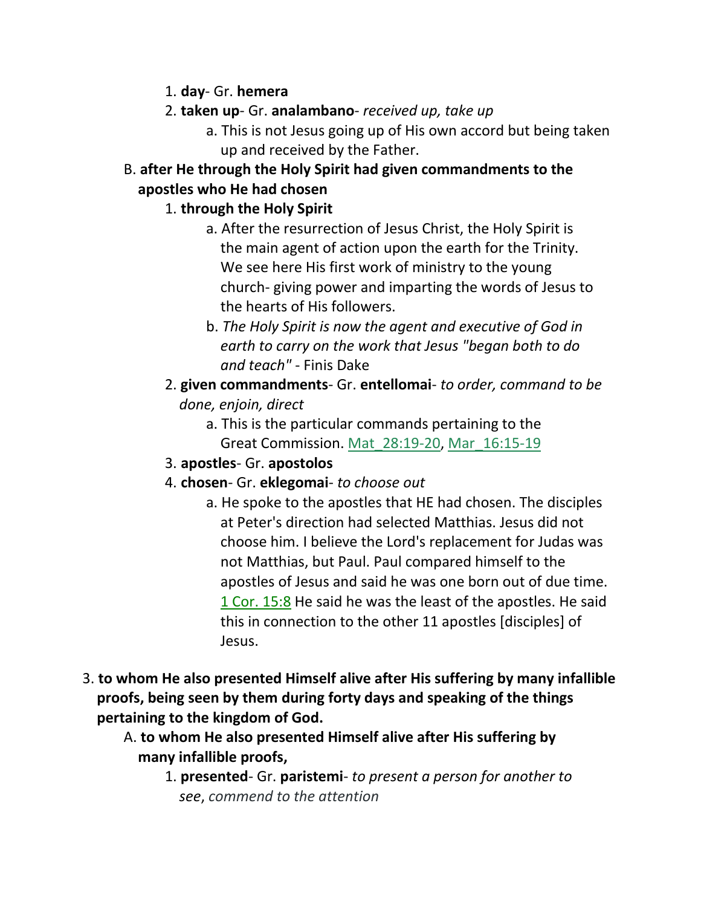1. **day**- Gr. **hemera**
2. **taken up**- Gr. **analambano**- *received up, take up*
    a. This is not Jesus going up of His own accord but being taken up and received by the Father.

B. **after He through the Holy Spirit had given commandments to the apostles who He had chosen**

1. **through the Holy Spirit**
    a. After the resurrection of Jesus Christ, the Holy Spirit is the main agent of action upon the earth for the Trinity. We see here His first work of ministry to the young church- giving power and imparting the words of Jesus to the hearts of His followers.
    b. *The Holy Spirit is now the agent and executive of God in earth to carry on the work that Jesus "began both to do and teach"* - Finis Dake
2. **given commandments**- Gr. **entellomai**- *to order, command to be done, enjoin, direct*
    a. This is the particular commands pertaining to the Great Commission. Mat_28:19-20, Mar_16:15-19
3. **apostles**- Gr. **apostolos**
4. **chosen**- Gr. **eklegomai**- *to choose out*
    a. He spoke to the apostles that HE had chosen. The disciples at Peter's direction had selected Matthias. Jesus did not choose him. I believe the Lord's replacement for Judas was not Matthias, but Paul. Paul compared himself to the apostles of Jesus and said he was one born out of due time. 1 Cor. 15:8 He said he was the least of the apostles. He said this in connection to the other 11 apostles [disciples] of Jesus.

3. **to whom He also presented Himself alive after His suffering by many infallible proofs, being seen by them during forty days and speaking of the things pertaining to the kingdom of God.**

A. **to whom He also presented Himself alive after His suffering by many infallible proofs,**

1. **presented**- Gr. **paristemi**- *to present a person for another to see*, *commend to the attention*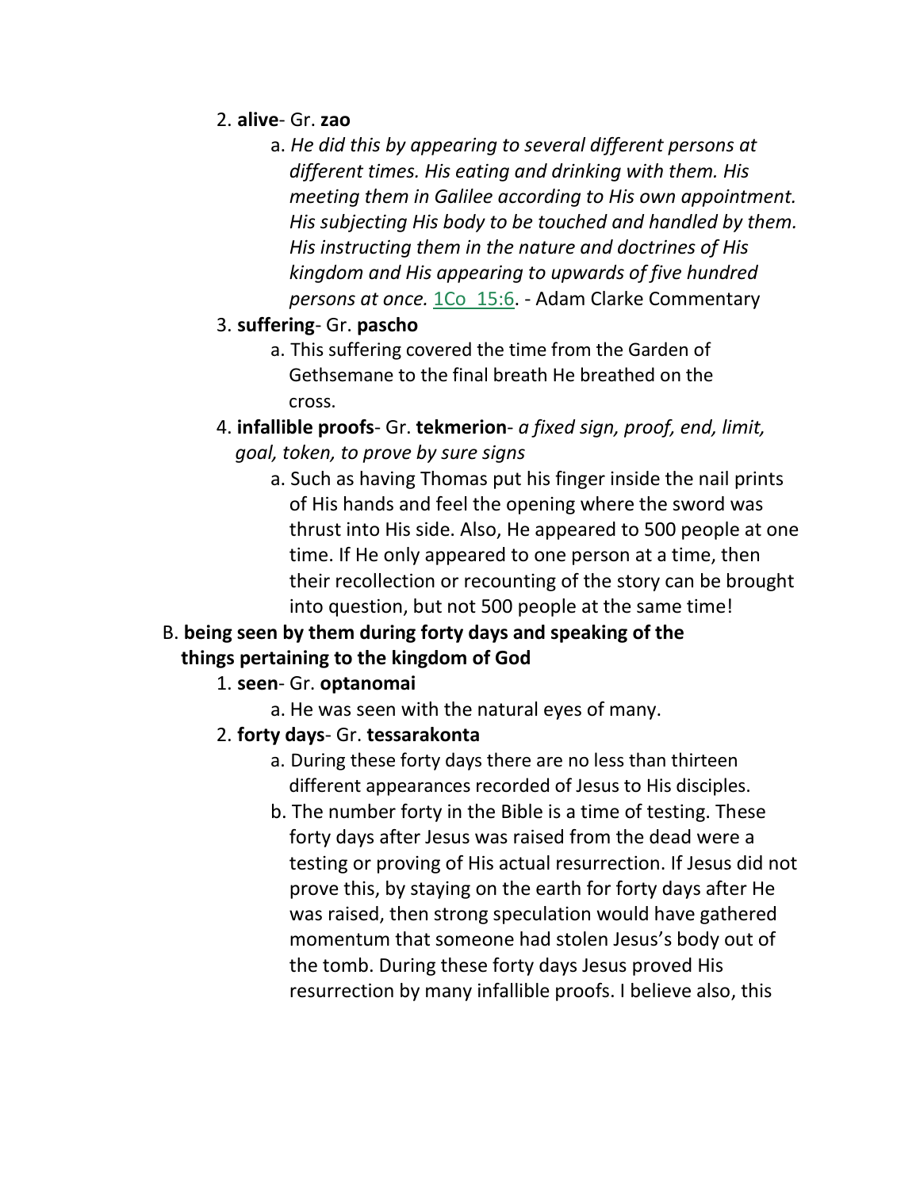2. **alive**- Gr. **zao**
    a. *He did this by appearing to several different persons at different times. His eating and drinking with them. His meeting them in Galilee according to His own appointment. His subjecting His body to be touched and handled by them. His instructing them in the nature and doctrines of His kingdom and His appearing to upwards of five hundred persons at once.* 1Co_15:6. - Adam Clarke Commentary

3. **suffering**- Gr. **pascho**
    a. This suffering covered the time from the Garden of Gethsemane to the final breath He breathed on the cross.

4. **infallible proofs**- Gr. **tekmerion**- *a fixed sign, proof, end, limit, goal, token, to prove by sure signs*
    a. Such as having Thomas put his finger inside the nail prints of His hands and feel the opening where the sword was thrust into His side. Also, He appeared to 500 people at one time. If He only appeared to one person at a time, then their recollection or recounting of the story can be brought into question, but not 500 people at the same time!

B. **being seen by them during forty days and speaking of the things pertaining to the kingdom of God**

1. **seen**- Gr. **optanomai**
    a. He was seen with the natural eyes of many.

2. **forty days**- Gr. **tessarakonta**
    a. During these forty days there are no less than thirteen different appearances recorded of Jesus to His disciples.
    b. The number forty in the Bible is a time of testing. These forty days after Jesus was raised from the dead were a testing or proving of His actual resurrection. If Jesus did not prove this, by staying on the earth for forty days after He was raised, then strong speculation would have gathered momentum that someone had stolen Jesus's body out of the tomb. During these forty days Jesus proved His resurrection by many infallible proofs. I believe also, this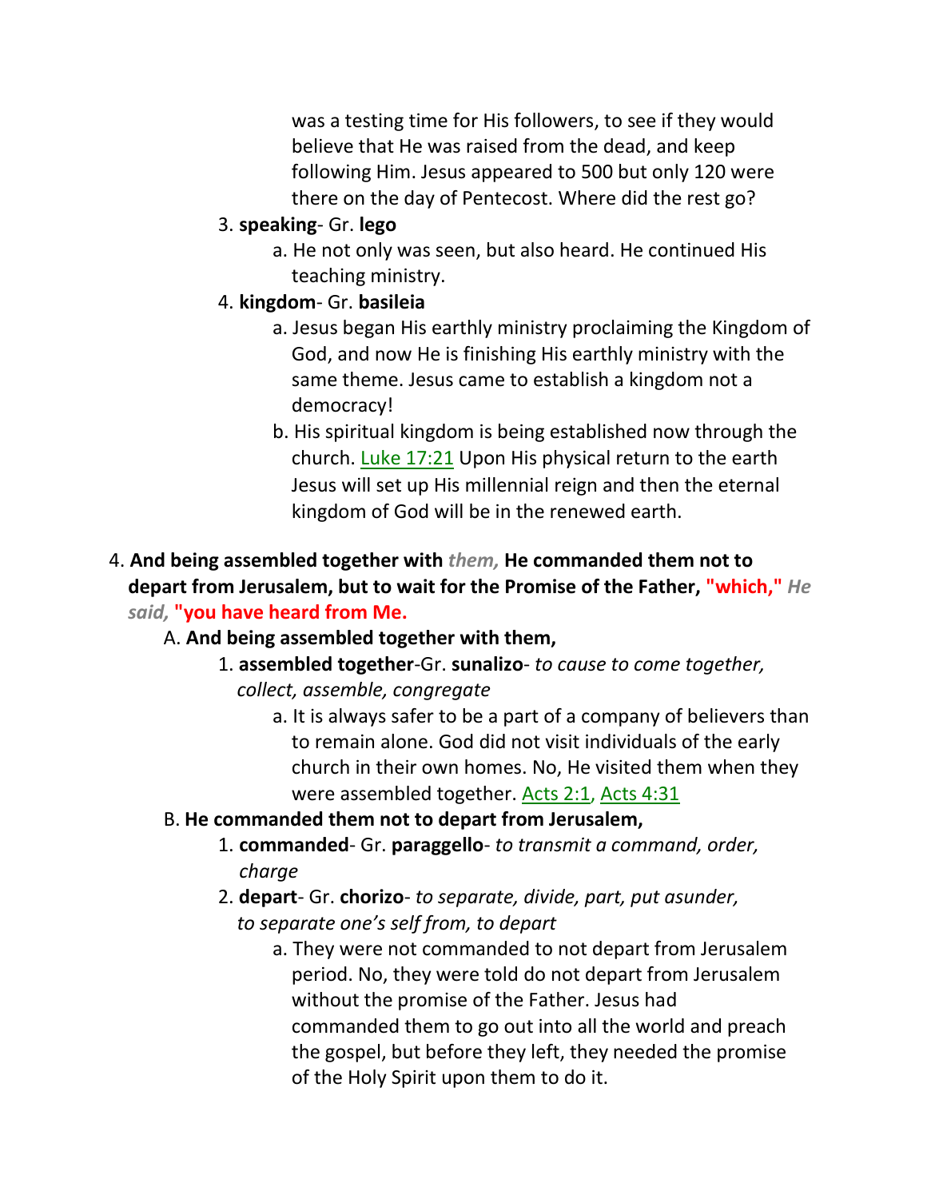was a testing time for His followers, to see if they would believe that He was raised from the dead, and keep following Him. Jesus appeared to 500 but only 120 were there on the day of Pentecost. Where did the rest go?

3. **speaking**- Gr. **lego**
   a. He not only was seen, but also heard. He continued His teaching ministry.
4. **kingdom**- Gr. **basileia**
   a. Jesus began His earthly ministry proclaiming the Kingdom of God, and now He is finishing His earthly ministry with the same theme. Jesus came to establish a kingdom not a democracy!
   b. His spiritual kingdom is being established now through the church. Luke 17:21 Upon His physical return to the earth Jesus will set up His millennial reign and then the eternal kingdom of God will be in the renewed earth.

4. **And being assembled together with** *them,* **He commanded them not to depart from Jerusalem, but to wait for the Promise of the Father, "which,"** *He said,* **"you have heard from Me.**

A. **And being assembled together with them,**

1. **assembled together**-Gr. **sunalizo**- *to cause to come together, collect, assemble, congregate*
   a. It is always safer to be a part of a company of believers than to remain alone. God did not visit individuals of the early church in their own homes. No, He visited them when they were assembled together. Acts 2:1, Acts 4:31

B. **He commanded them not to depart from Jerusalem,**

1. **commanded**- Gr. **paraggello**- *to transmit a command, order, charge*
2. **depart**- Gr. **chorizo**- *to separate, divide, part, put asunder, to separate one's self from, to depart*
   a. They were not commanded to not depart from Jerusalem period. No, they were told do not depart from Jerusalem without the promise of the Father. Jesus had commanded them to go out into all the world and preach the gospel, but before they left, they needed the promise of the Holy Spirit upon them to do it.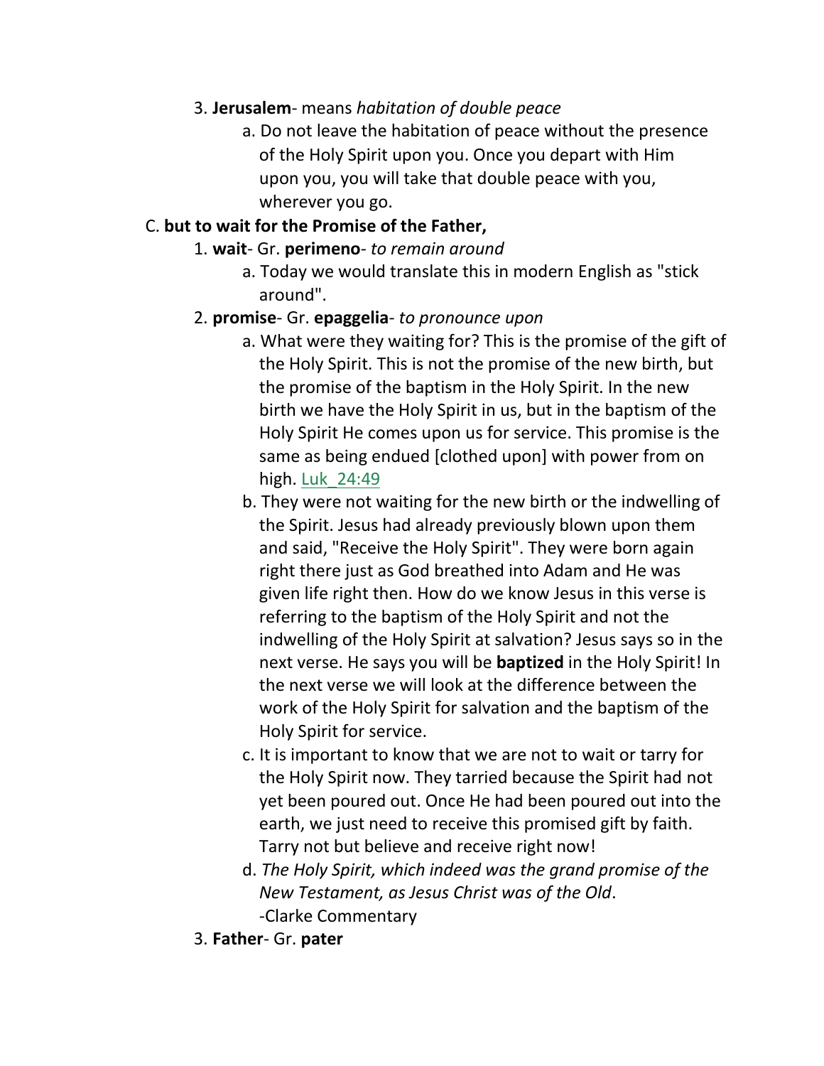3. **Jerusalem**- means *habitation of double peace*

   a. Do not leave the habitation of peace without the presence of the Holy Spirit upon you. Once you depart with Him upon you, you will take that double peace with you, wherever you go.

C. **but to wait for the Promise of the Father,**

1. **wait**- Gr. **perimeno**- *to remain around*

   a. Today we would translate this in modern English as "stick around".

2. **promise**- Gr. **epaggelia**- *to pronounce upon*

   a. What were they waiting for? This is the promise of the gift of the Holy Spirit. This is not the promise of the new birth, but the promise of the baptism in the Holy Spirit. In the new birth we have the Holy Spirit in us, but in the baptism of the Holy Spirit He comes upon us for service. This promise is the same as being endued [clothed upon] with power from on high. Luk_24:49

   b. They were not waiting for the new birth or the indwelling of the Spirit. Jesus had already previously blown upon them and said, "Receive the Holy Spirit". They were born again right there just as God breathed into Adam and He was given life right then. How do we know Jesus in this verse is referring to the baptism of the Holy Spirit and not the indwelling of the Holy Spirit at salvation? Jesus says so in the next verse. He says you will be **baptized** in the Holy Spirit! In the next verse we will look at the difference between the work of the Holy Spirit for salvation and the baptism of the Holy Spirit for service.

   c. It is important to know that we are not to wait or tarry for the Holy Spirit now. They tarried because the Spirit had not yet been poured out. Once He had been poured out into the earth, we just need to receive this promised gift by faith. Tarry not but believe and receive right now!

   d. *The Holy Spirit, which indeed was the grand promise of the New Testament, as Jesus Christ was of the Old*. -Clarke Commentary

3. **Father**- Gr. **pater**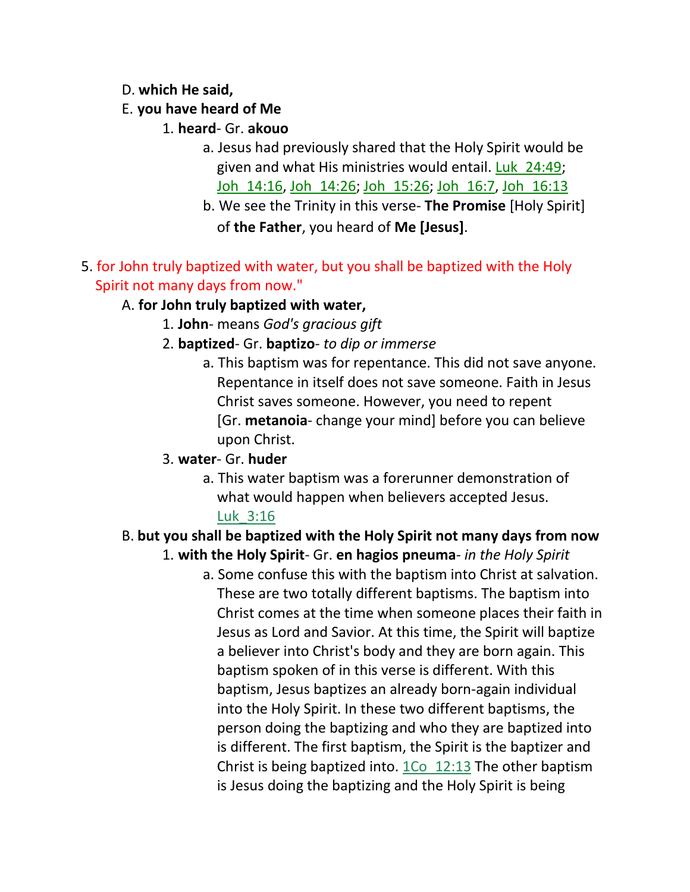D. **which He said,**

E. **you have heard of Me**

1. **heard**- Gr. **akouo**
    a. Jesus had previously shared that the Holy Spirit would be given and what His ministries would entail. Luk_24:49; Joh_14:16, Joh_14:26; Joh_15:26; Joh_16:7, Joh_16:13
    b. We see the Trinity in this verse- **The Promise** [Holy Spirit] of **the Father**, you heard of **Me [Jesus]**.

5. for John truly baptized with water, but you shall be baptized with the Holy Spirit not many days from now."

A. **for John truly baptized with water,**

1. **John**- means *God's gracious gift*
2. **baptized**- Gr. **baptizo**- *to dip or immerse*
    a. This baptism was for repentance. This did not save anyone. Repentance in itself does not save someone. Faith in Jesus Christ saves someone. However, you need to repent [Gr. **metanoia**- change your mind] before you can believe upon Christ.
3. **water**- Gr. **huder**
    a. This water baptism was a forerunner demonstration of what would happen when believers accepted Jesus. Luk_3:16

B. **but you shall be baptized with the Holy Spirit not many days from now**

1. **with the Holy Spirit**- Gr. **en hagios pneuma**- *in the Holy Spirit*
    a. Some confuse this with the baptism into Christ at salvation. These are two totally different baptisms. The baptism into Christ comes at the time when someone places their faith in Jesus as Lord and Savior. At this time, the Spirit will baptize a believer into Christ's body and they are born again. This baptism spoken of in this verse is different. With this baptism, Jesus baptizes an already born-again individual into the Holy Spirit. In these two different baptisms, the person doing the baptizing and who they are baptized into is different. The first baptism, the Spirit is the baptizer and Christ is being baptized into. 1Co_12:13 The other baptism is Jesus doing the baptizing and the Holy Spirit is being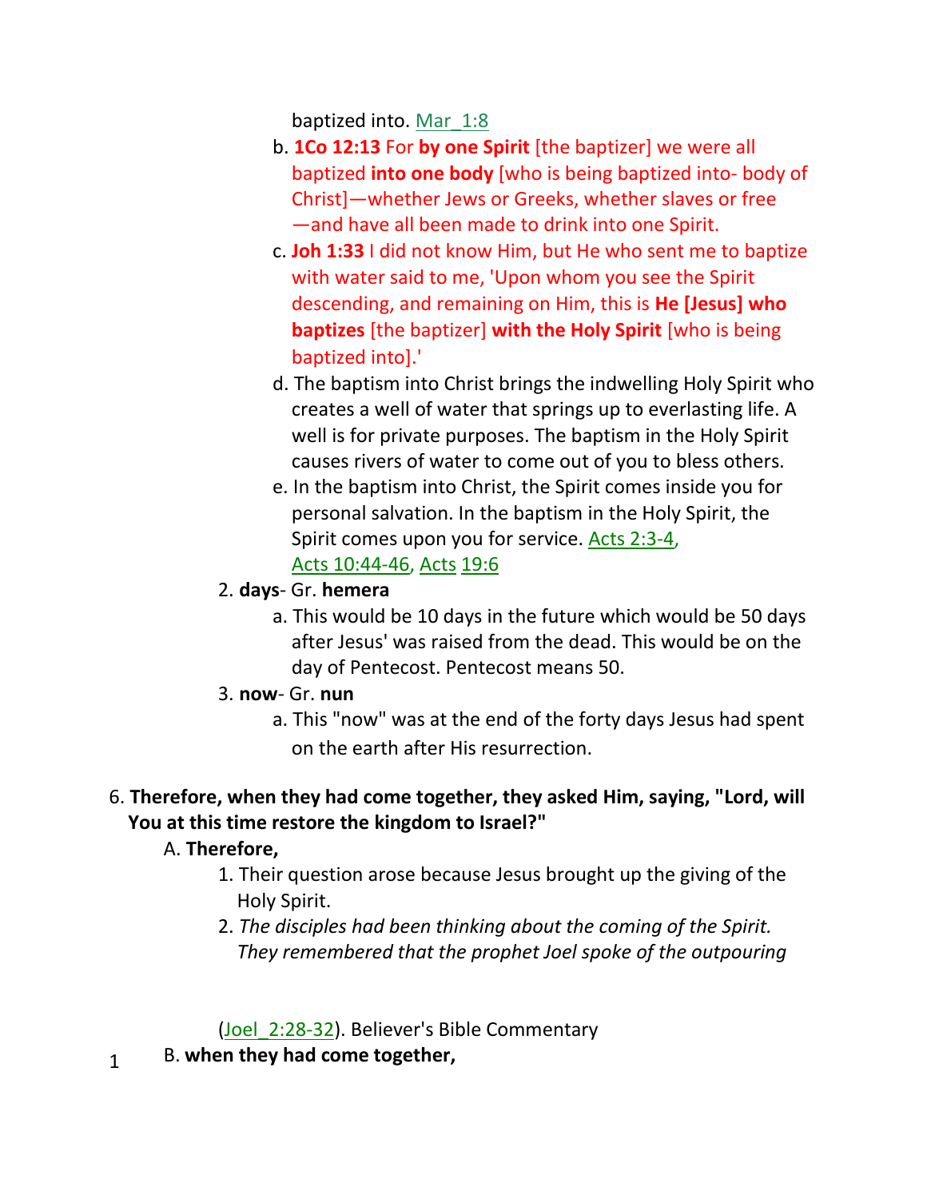baptized into. Mar_1:8

b. **1Co 12:13** For **by one Spirit** [the baptizer] we were all baptized **into one body** [who is being baptized into- body of Christ]—whether Jews or Greeks, whether slaves or free —and have all been made to drink into one Spirit.

c. **Joh 1:33** I did not know Him, but He who sent me to baptize with water said to me, 'Upon whom you see the Spirit descending, and remaining on Him, this is **He [Jesus] who baptizes** [the baptizer] **with the Holy Spirit** [who is being baptized into].'

d. The baptism into Christ brings the indwelling Holy Spirit who creates a well of water that springs up to everlasting life. A well is for private purposes. The baptism in the Holy Spirit causes rivers of water to come out of you to bless others.

e. In the baptism into Christ, the Spirit comes inside you for personal salvation. In the baptism in the Holy Spirit, the Spirit comes upon you for service. Acts 2:3-4, Acts 10:44-46, Acts 19:6

2. **days**- Gr. **hemera**
   a. This would be 10 days in the future which would be 50 days after Jesus' was raised from the dead. This would be on the day of Pentecost. Pentecost means 50.

3. **now**- Gr. **nun**
   a. This "now" was at the end of the forty days Jesus had spent on the earth after His resurrection.

6. **Therefore, when they had come together, they asked Him, saying, "Lord, will You at this time restore the kingdom to Israel?"**

A. **Therefore,**

1. Their question arose because Jesus brought up the giving of the Holy Spirit.
2. *The disciples had been thinking about the coming of the Spirit. They remembered that the prophet Joel spoke of the outpouring*

(Joel_2:28-32). Believer's Bible Commentary

B. **when they had come together,**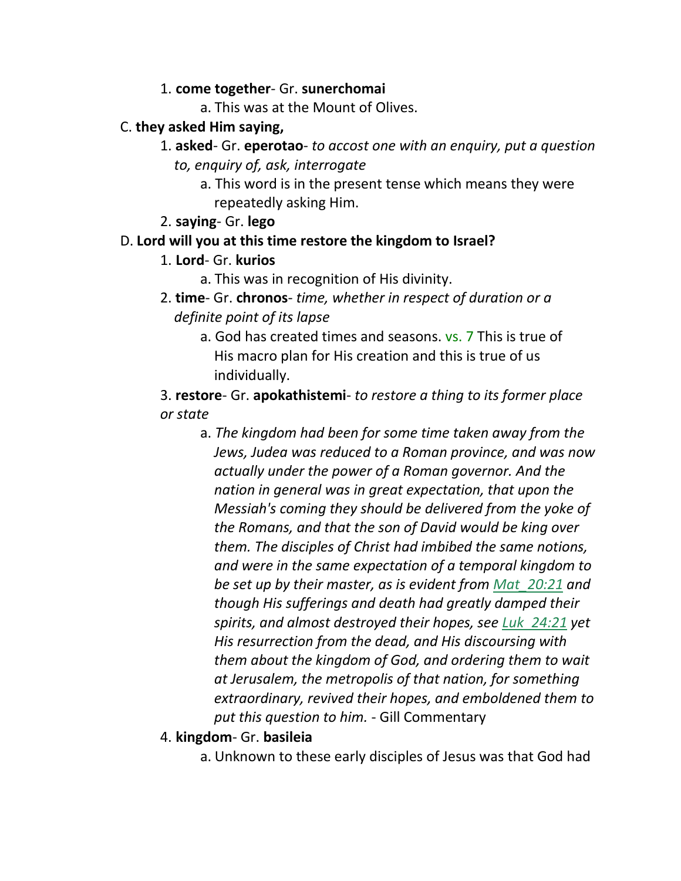1. **come together**- Gr. **sunerchomai**
    a. This was at the Mount of Olives.

C. **they asked Him saying,**

1. **asked**- Gr. **eperotao**- *to accost one with an enquiry, put a question to, enquiry of, ask, interrogate*
    a. This word is in the present tense which means they were repeatedly asking Him.
2. **saying**- Gr. **lego**

D. **Lord will you at this time restore the kingdom to Israel?**

1. **Lord**- Gr. **kurios**
    a. This was in recognition of His divinity.
2. **time**- Gr. **chronos**- *time, whether in respect of duration or a definite point of its lapse*
    a. God has created times and seasons. vs. 7 This is true of His macro plan for His creation and this is true of us individually.
3. **restore**- Gr. **apokathistemi**- *to restore a thing to its former place or state*
    a. *The kingdom had been for some time taken away from the Jews, Judea was reduced to a Roman province, and was now actually under the power of a Roman governor. And the nation in general was in great expectation, that upon the Messiah's coming they should be delivered from the yoke of the Romans, and that the son of David would be king over them. The disciples of Christ had imbibed the same notions, and were in the same expectation of a temporal kingdom to be set up by their master, as is evident from Mat_20:21 and though His sufferings and death had greatly damped their spirits, and almost destroyed their hopes, see Luk_24:21 yet His resurrection from the dead, and His discoursing with them about the kingdom of God, and ordering them to wait at Jerusalem, the metropolis of that nation, for something extraordinary, revived their hopes, and emboldened them to put this question to him.* - Gill Commentary
4. **kingdom**- Gr. **basileia**
    a. Unknown to these early disciples of Jesus was that God had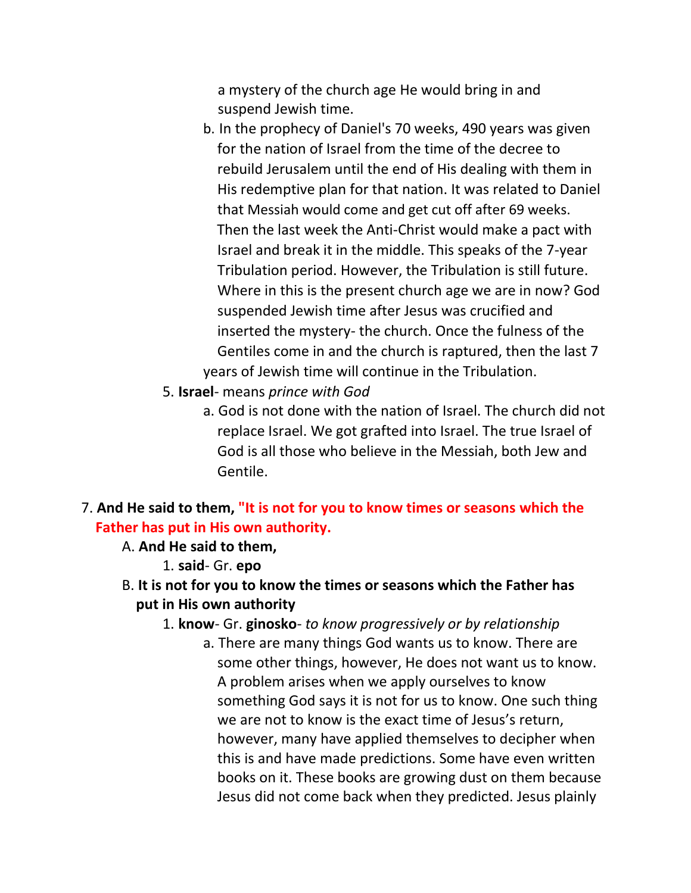a mystery of the church age He would bring in and suspend Jewish time.

b. In the prophecy of Daniel's 70 weeks, 490 years was given for the nation of Israel from the time of the decree to rebuild Jerusalem until the end of His dealing with them in His redemptive plan for that nation. It was related to Daniel that Messiah would come and get cut off after 69 weeks. Then the last week the Anti-Christ would make a pact with Israel and break it in the middle. This speaks of the 7-year Tribulation period. However, the Tribulation is still future. Where in this is the present church age we are in now? God suspended Jewish time after Jesus was crucified and inserted the mystery- the church. Once the fulness of the Gentiles come in and the church is raptured, then the last 7 years of Jewish time will continue in the Tribulation.

5. **Israel**- means *prince with God*

   a. God is not done with the nation of Israel. The church did not replace Israel. We got grafted into Israel. The true Israel of God is all those who believe in the Messiah, both Jew and Gentile.

7. **And He said to them, "It is not for you to know times or seasons which the Father has put in His own authority.**

   A. **And He said to them,**

      1. **said**- Gr. **epo**

   B. **It is not for you to know the times or seasons which the Father has put in His own authority**

      1. **know**- Gr. **ginosko**- *to know progressively or by relationship*

         a. There are many things God wants us to know. There are some other things, however, He does not want us to know. A problem arises when we apply ourselves to know something God says it is not for us to know. One such thing we are not to know is the exact time of Jesus's return, however, many have applied themselves to decipher when this is and have made predictions. Some have even written books on it. These books are growing dust on them because Jesus did not come back when they predicted. Jesus plainly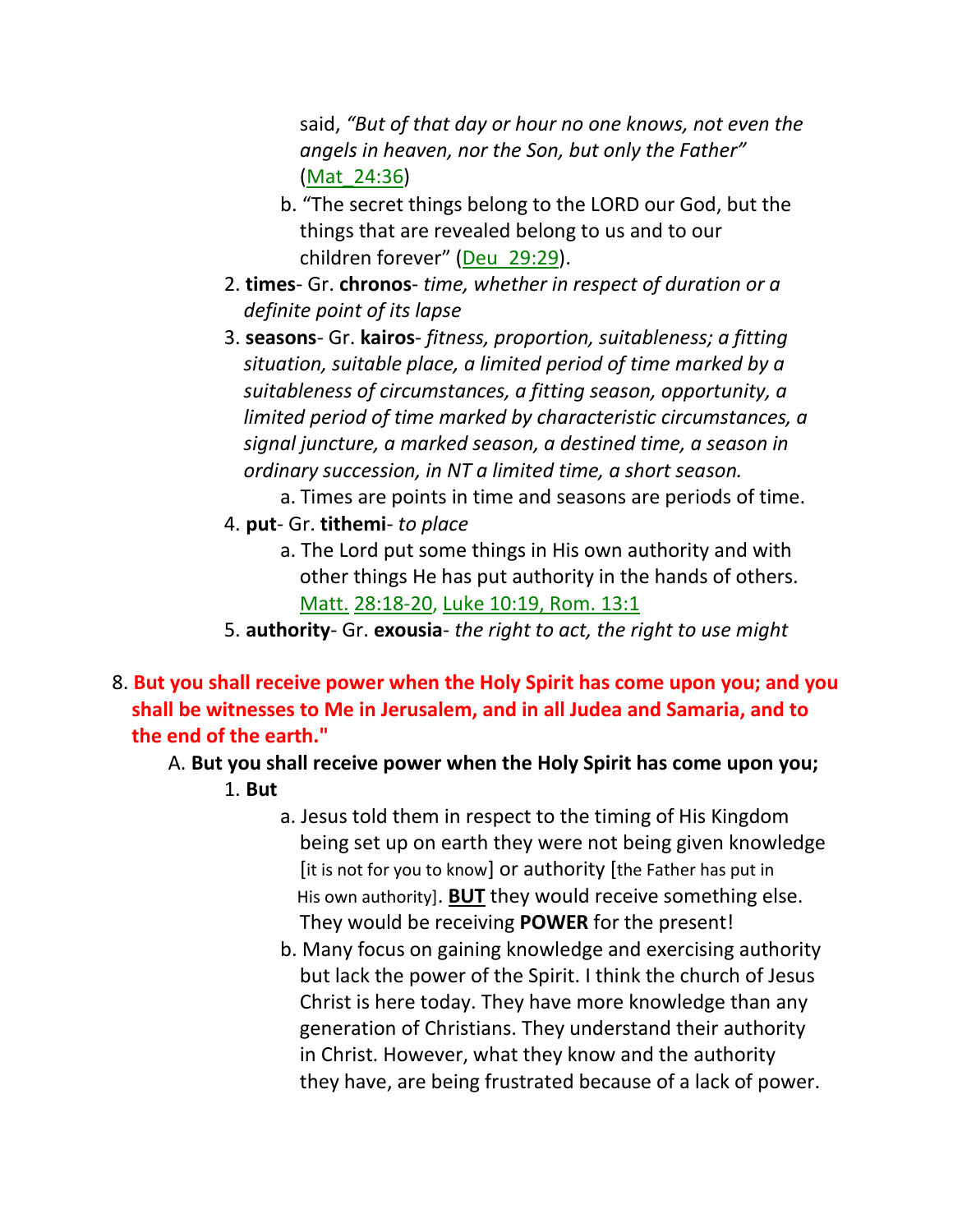said, *"But of that day or hour no one knows, not even the angels in heaven, nor the Son, but only the Father"* (Mat_24:36)

   b. "The secret things belong to the LORD our God, but the things that are revealed belong to us and to our children forever" (Deu_29:29).

2. **times**- Gr. **chronos**- *time, whether in respect of duration or a definite point of its lapse*
3. **seasons**- Gr. **kairos**- *fitness, proportion, suitableness; a fitting situation, suitable place, a limited period of time marked by a suitableness of circumstances, a fitting season, opportunity, a limited period of time marked by characteristic circumstances, a signal juncture, a marked season, a destined time, a season in ordinary succession, in NT a limited time, a short season.*
   a. Times are points in time and seasons are periods of time.
4. **put**- Gr. **tithemi**- *to place*
   a. The Lord put some things in His own authority and with other things He has put authority in the hands of others. Matt. 28:18-20, Luke 10:19, Rom. 13:1
5. **authority**- Gr. **exousia**- *the right to act, the right to use might*

8. **But you shall receive power when the Holy Spirit has come upon you; and you shall be witnesses to Me in Jerusalem, and in all Judea and Samaria, and to the end of the earth."**

   A. **But you shall receive power when the Holy Spirit has come upon you;**

   1. **But**
      a. Jesus told them in respect to the timing of His Kingdom being set up on earth they were not being given knowledge [it is not for you to know] or authority [the Father has put in His own authority]. **BUT** they would receive something else. They would be receiving **POWER** for the present!
      b. Many focus on gaining knowledge and exercising authority but lack the power of the Spirit. I think the church of Jesus Christ is here today. They have more knowledge than any generation of Christians. They understand their authority in Christ. However, what they know and the authority they have, are being frustrated because of a lack of power.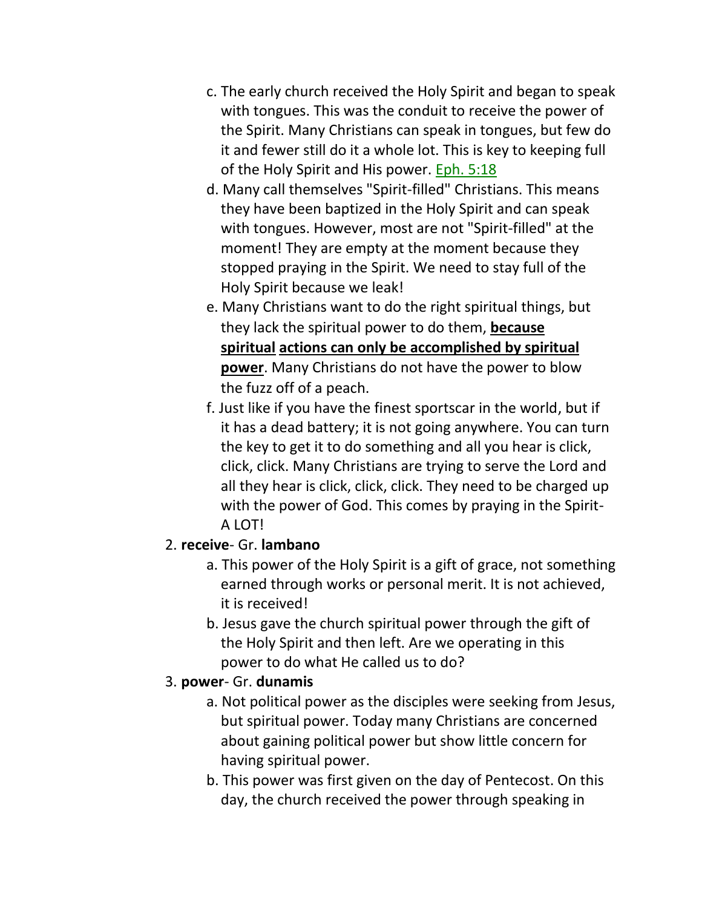c. The early church received the Holy Spirit and began to speak with tongues. This was the conduit to receive the power of the Spirit. Many Christians can speak in tongues, but few do it and fewer still do it a whole lot. This is key to keeping full of the Holy Spirit and His power. Eph. 5:18

d. Many call themselves "Spirit-filled" Christians. This means they have been baptized in the Holy Spirit and can speak with tongues. However, most are not "Spirit-filled" at the moment! They are empty at the moment because they stopped praying in the Spirit. We need to stay full of the Holy Spirit because we leak!

e. Many Christians want to do the right spiritual things, but they lack the spiritual power to do them, **because spiritual actions can only be accomplished by spiritual power**. Many Christians do not have the power to blow the fuzz off of a peach.

f. Just like if you have the finest sportscar in the world, but if it has a dead battery; it is not going anywhere. You can turn the key to get it to do something and all you hear is click, click, click. Many Christians are trying to serve the Lord and all they hear is click, click, click. They need to be charged up with the power of God. This comes by praying in the Spirit- A LOT!

2. **receive**- Gr. **lambano**

a. This power of the Holy Spirit is a gift of grace, not something earned through works or personal merit. It is not achieved, it is received!

b. Jesus gave the church spiritual power through the gift of the Holy Spirit and then left. Are we operating in this power to do what He called us to do?

3. **power**- Gr. **dunamis**

a. Not political power as the disciples were seeking from Jesus, but spiritual power. Today many Christians are concerned about gaining political power but show little concern for having spiritual power.

b. This power was first given on the day of Pentecost. On this day, the church received the power through speaking in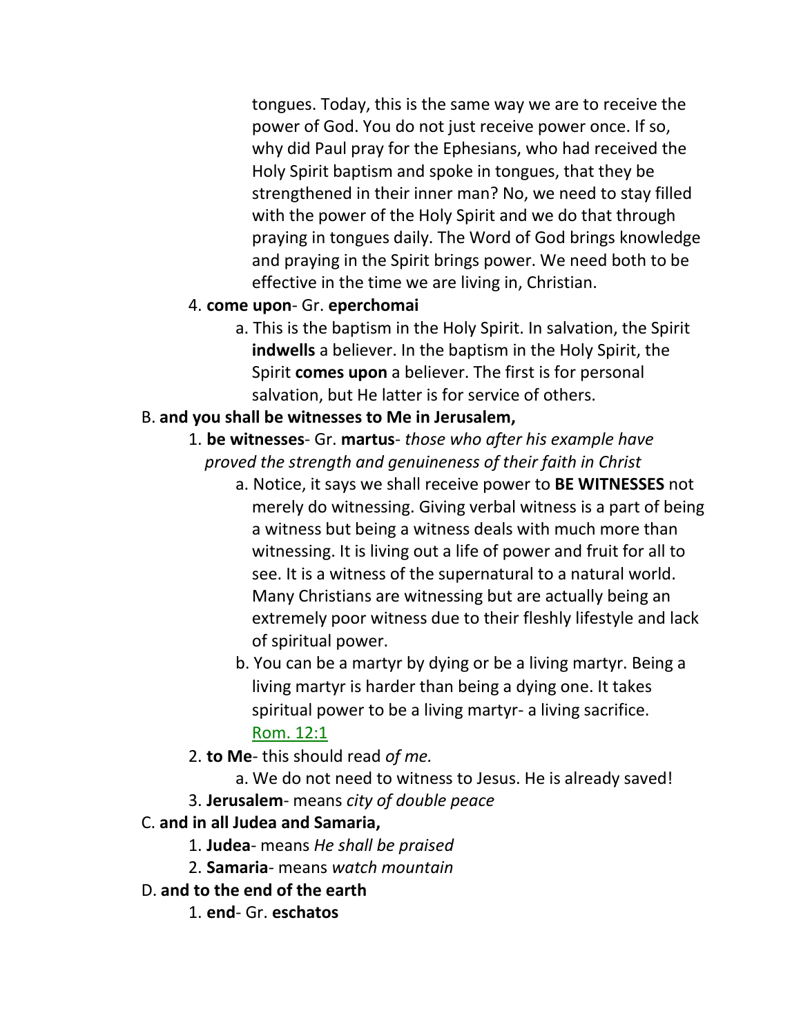tongues. Today, this is the same way we are to receive the power of God. You do not just receive power once. If so, why did Paul pray for the Ephesians, who had received the Holy Spirit baptism and spoke in tongues, that they be strengthened in their inner man? No, we need to stay filled with the power of the Holy Spirit and we do that through praying in tongues daily. The Word of God brings knowledge and praying in the Spirit brings power. We need both to be effective in the time we are living in, Christian.

4. **come upon**- Gr. **eperchomai**
    a. This is the baptism in the Holy Spirit. In salvation, the Spirit **indwells** a believer. In the baptism in the Holy Spirit, the Spirit **comes upon** a believer. The first is for personal salvation, but He latter is for service of others.

B. **and you shall be witnesses to Me in Jerusalem,**

1. **be witnesses**- Gr. **martus**- *those who after his example have proved the strength and genuineness of their faith in Christ*
    a. Notice, it says we shall receive power to **BE WITNESSES** not merely do witnessing. Giving verbal witness is a part of being a witness but being a witness deals with much more than witnessing. It is living out a life of power and fruit for all to see. It is a witness of the supernatural to a natural world. Many Christians are witnessing but are actually being an extremely poor witness due to their fleshly lifestyle and lack of spiritual power.
    b. You can be a martyr by dying or be a living martyr. Being a living martyr is harder than being a dying one. It takes spiritual power to be a living martyr- a living sacrifice. Rom. 12:1
2. **to Me**- this should read *of me.*
    a. We do not need to witness to Jesus. He is already saved!
3. **Jerusalem**- means *city of double peace*

C. **and in all Judea and Samaria,**

1. **Judea**- means *He shall be praised*
2. **Samaria**- means *watch mountain*

D. **and to the end of the earth**

1. **end**- Gr. **eschatos**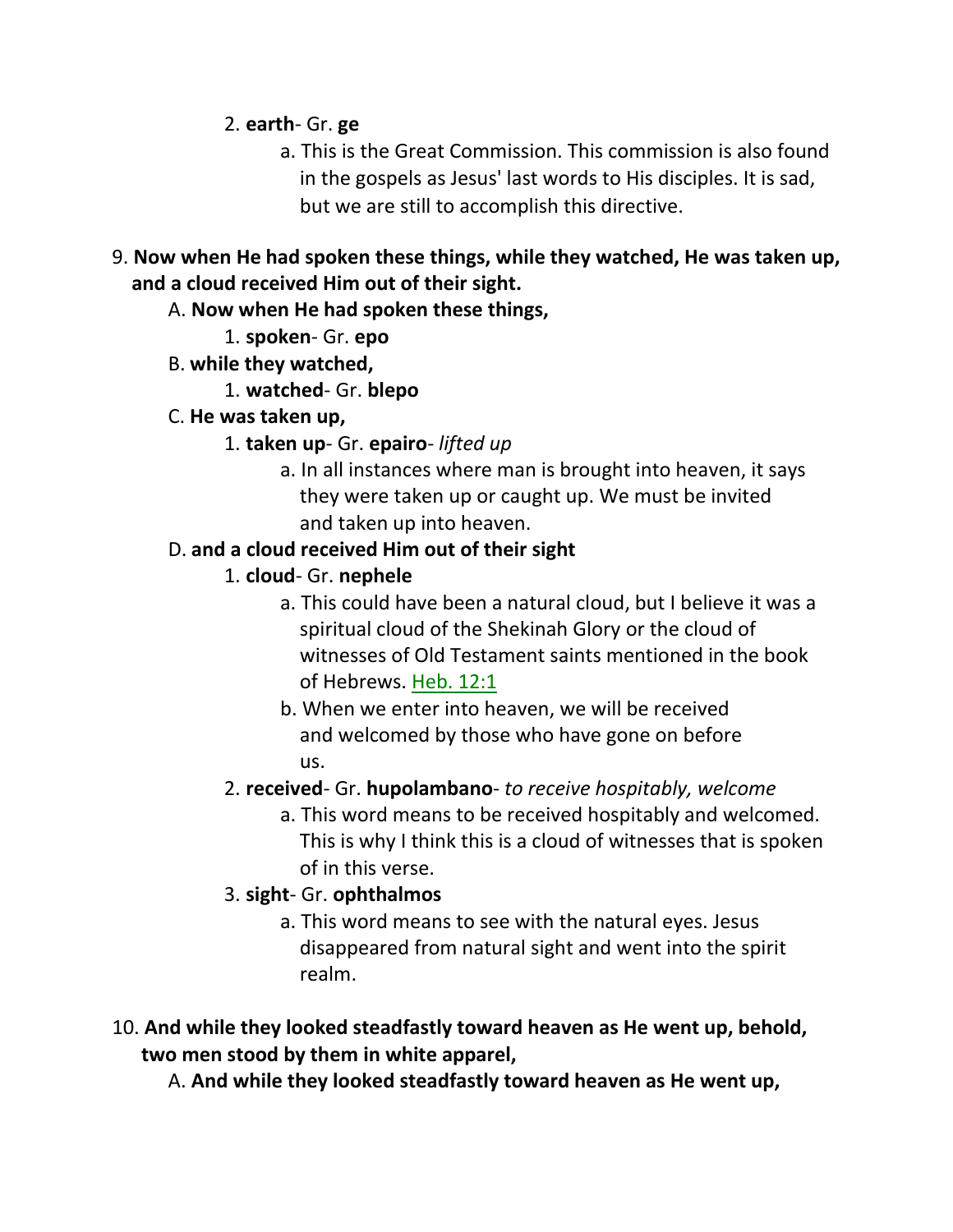2. **earth**- Gr. **ge**

   a. This is the Great Commission. This commission is also found in the gospels as Jesus' last words to His disciples. It is sad, but we are still to accomplish this directive.

9. **Now when He had spoken these things, while they watched, He was taken up, and a cloud received Him out of their sight.**

   A. **Now when He had spoken these things,**

      1. **spoken**- Gr. **epo**

   B. **while they watched,**

      1. **watched**- Gr. **blepo**

   C. **He was taken up,**

      1. **taken up**- Gr. **epairo**- *lifted up*

         a. In all instances where man is brought into heaven, it says they were taken up or caught up. We must be invited and taken up into heaven.

   D. **and a cloud received Him out of their sight**

      1. **cloud**- Gr. **nephele**

         a. This could have been a natural cloud, but I believe it was a spiritual cloud of the Shekinah Glory or the cloud of witnesses of Old Testament saints mentioned in the book of Hebrews. Heb. 12:1

         b. When we enter into heaven, we will be received and welcomed by those who have gone on before us.

      2. **received**- Gr. **hupolambano**- *to receive hospitably, welcome*

         a. This word means to be received hospitably and welcomed. This is why I think this is a cloud of witnesses that is spoken of in this verse.

      3. **sight**- Gr. **ophthalmos**

         a. This word means to see with the natural eyes. Jesus disappeared from natural sight and went into the spirit realm.

10. **And while they looked steadfastly toward heaven as He went up, behold, two men stood by them in white apparel,**

   A. **And while they looked steadfastly toward heaven as He went up,**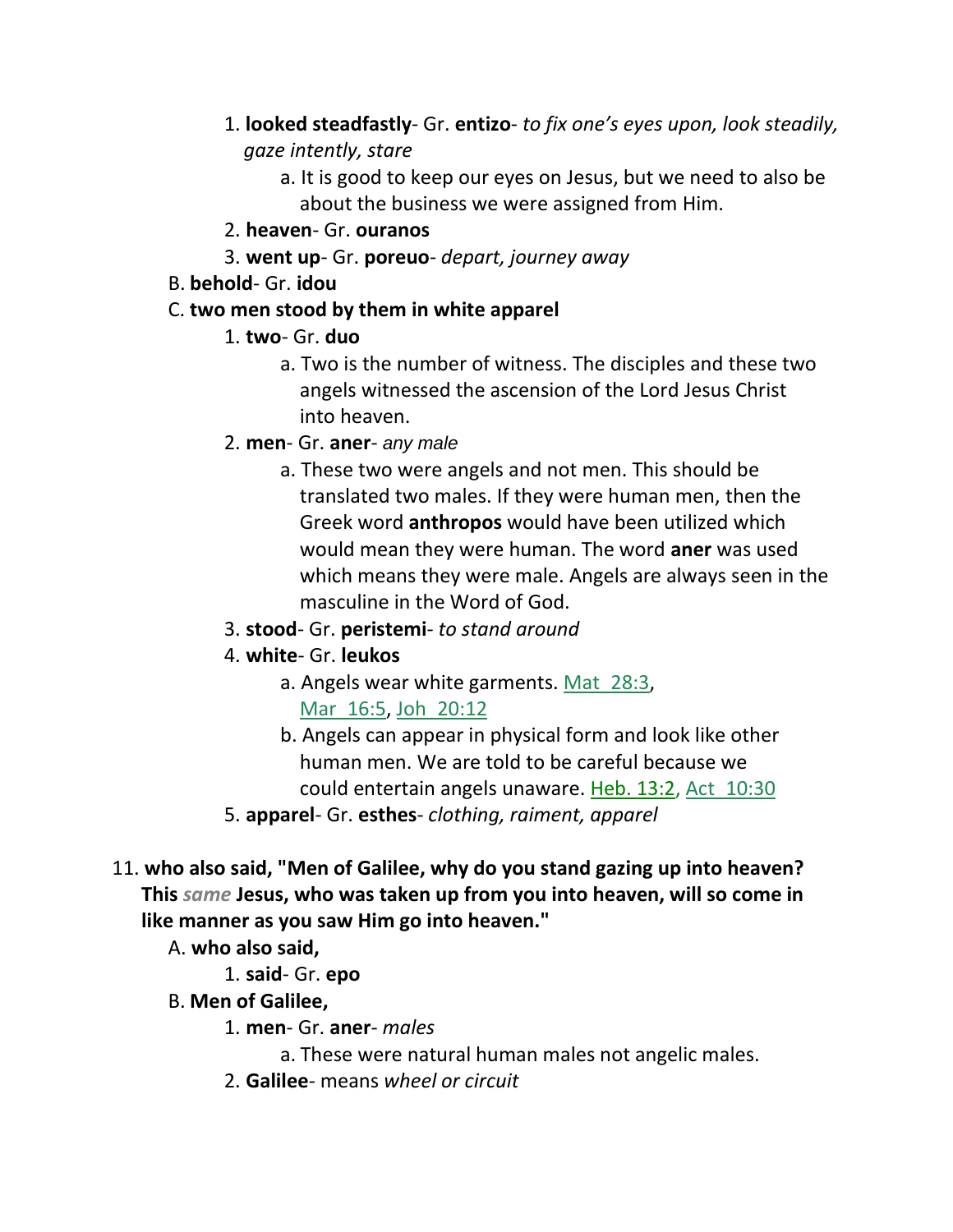1. **looked steadfastly**- Gr. **entizo**- *to fix one's eyes upon, look steadily, gaze intently, stare*
    a. It is good to keep our eyes on Jesus, but we need to also be about the business we were assigned from Him.
2. **heaven**- Gr. **ouranos**
3. **went up**- Gr. **poreuo**- *depart, journey away*

B. **behold**- Gr. **idou**

C. **two men stood by them in white apparel**

1. **two**- Gr. **duo**
    a. Two is the number of witness. The disciples and these two angels witnessed the ascension of the Lord Jesus Christ into heaven.
2. **men**- Gr. **aner**- *any male*
    a. These two were angels and not men. This should be translated two males. If they were human men, then the Greek word **anthropos** would have been utilized which would mean they were human. The word **aner** was used which means they were male. Angels are always seen in the masculine in the Word of God.
3. **stood**- Gr. **peristemi**- *to stand around*
4. **white**- Gr. **leukos**
    a. Angels wear white garments. Mat 28:3, Mar 16:5, Joh 20:12
    b. Angels can appear in physical form and look like other human men. We are told to be careful because we could entertain angels unaware. Heb. 13:2, Act 10:30
5. **apparel**- Gr. **esthes**- *clothing, raiment, apparel*

11. **who also said, "Men of Galilee, why do you stand gazing up into heaven? This *same* Jesus, who was taken up from you into heaven, will so come in like manner as you saw Him go into heaven."**

A. **who also said,**

1. **said**- Gr. **epo**

B. **Men of Galilee,**

1. **men**- Gr. **aner**- *males*
    a. These were natural human males not angelic males.
2. **Galilee**- means *wheel or circuit*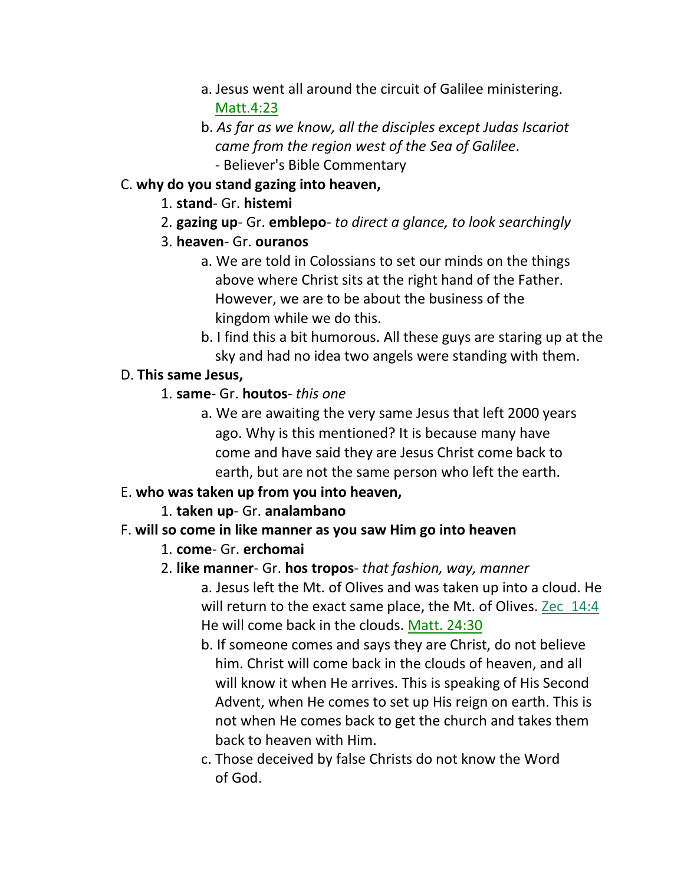a. Jesus went all around the circuit of Galilee ministering. Matt.4:23

b. *As far as we know, all the disciples except Judas Iscariot came from the region west of the Sea of Galilee*.
- Believer's Bible Commentary

C. **why do you stand gazing into heaven,**

1. **stand**- Gr. **histemi**

2. **gazing up**- Gr. **emblepo**- *to direct a glance, to look searchingly*

3. **heaven**- Gr. **ouranos**

a. We are told in Colossians to set our minds on the things above where Christ sits at the right hand of the Father. However, we are to be about the business of the kingdom while we do this.

b. I find this a bit humorous. All these guys are staring up at the sky and had no idea two angels were standing with them.

D. **This same Jesus,**

1. **same**- Gr. **houtos**- *this one*

a. We are awaiting the very same Jesus that left 2000 years ago. Why is this mentioned? It is because many have come and have said they are Jesus Christ come back to earth, but are not the same person who left the earth.

E. **who was taken up from you into heaven,**

1. **taken up**- Gr. **analambano**

F. **will so come in like manner as you saw Him go into heaven**

1. **come**- Gr. **erchomai**

2. **like manner**- Gr. **hos tropos**- *that fashion, way, manner*

a. Jesus left the Mt. of Olives and was taken up into a cloud. He will return to the exact same place, the Mt. of Olives. Zec 14:4 He will come back in the clouds. Matt. 24:30

b. If someone comes and says they are Christ, do not believe him. Christ will come back in the clouds of heaven, and all will know it when He arrives. This is speaking of His Second Advent, when He comes to set up His reign on earth. This is not when He comes back to get the church and takes them back to heaven with Him.

c. Those deceived by false Christs do not know the Word of God.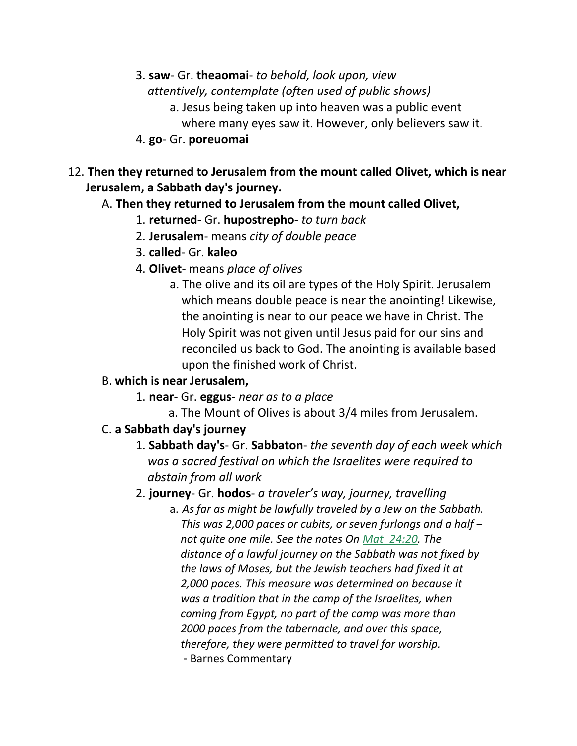3. **saw**- Gr. **theaomai**- *to behold, look upon, view attentively, contemplate (often used of public shows)*
    a. Jesus being taken up into heaven was a public event where many eyes saw it. However, only believers saw it.
4. **go**- Gr. **poreuomai**

12. **Then they returned to Jerusalem from the mount called Olivet, which is near Jerusalem, a Sabbath day's journey.**

A. **Then they returned to Jerusalem from the mount called Olivet,**

1. **returned**- Gr. **hupostrepho**- *to turn back*
2. **Jerusalem**- means *city of double peace*
3. **called**- Gr. **kaleo**
4. **Olivet**- means *place of olives*
    a. The olive and its oil are types of the Holy Spirit. Jerusalem which means double peace is near the anointing! Likewise, the anointing is near to our peace we have in Christ. The Holy Spirit was not given until Jesus paid for our sins and reconciled us back to God. The anointing is available based upon the finished work of Christ.

B. **which is near Jerusalem,**

1. **near**- Gr. **eggus**- *near as to a place*
    a. The Mount of Olives is about 3/4 miles from Jerusalem.

C. **a Sabbath day's journey**

1. **Sabbath day's**- Gr. **Sabbaton**- *the seventh day of each week which was a sacred festival on which the Israelites were required to abstain from all work*
2. **journey**- Gr. **hodos**- *a traveler's way, journey, travelling*
    a. *As far as might be lawfully traveled by a Jew on the Sabbath. This was 2,000 paces or cubits, or seven furlongs and a half – not quite one mile. See the notes On Mat_24:20. The distance of a lawful journey on the Sabbath was not fixed by the laws of Moses, but the Jewish teachers had fixed it at 2,000 paces. This measure was determined on because it was a tradition that in the camp of the Israelites, when coming from Egypt, no part of the camp was more than 2000 paces from the tabernacle, and over this space, therefore, they were permitted to travel for worship.*
    - Barnes Commentary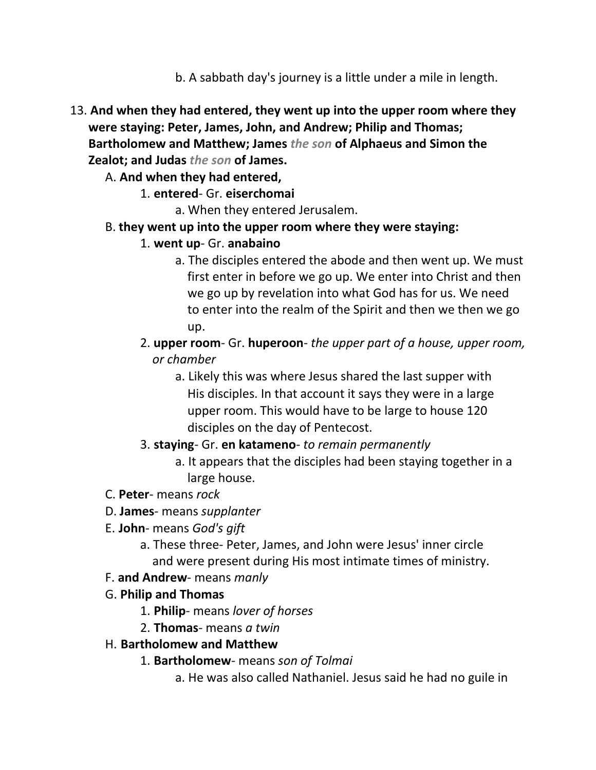b. A sabbath day's journey is a little under a mile in length.

13. **And when they had entered, they went up into the upper room where they were staying: Peter, James, John, and Andrew; Philip and Thomas; Bartholomew and Matthew; James *the son* of Alphaeus and Simon the Zealot; and Judas *the son* of James.**

   A. **And when they had entered,**

      1. **entered**- Gr. **eiserchomai**

         a. When they entered Jerusalem.

   B. **they went up into the upper room where they were staying:**

      1. **went up**- Gr. **anabaino**

         a. The disciples entered the abode and then went up. We must first enter in before we go up. We enter into Christ and then we go up by revelation into what God has for us. We need to enter into the realm of the Spirit and then we then we go up.

      2. **upper room**- Gr. **huperoon**- *the upper part of a house, upper room, or chamber*

         a. Likely this was where Jesus shared the last supper with His disciples. In that account it says they were in a large upper room. This would have to be large to house 120 disciples on the day of Pentecost.

      3. **staying**- Gr. **en katameno**- *to remain permanently*

         a. It appears that the disciples had been staying together in a large house.

   C. **Peter**- means *rock*

   D. **James**- means *supplanter*

   E. **John**- means *God's gift*

      a. These three- Peter, James, and John were Jesus' inner circle and were present during His most intimate times of ministry.

   F. **and Andrew**- means *manly*

   G. **Philip and Thomas**

      1. **Philip**- means *lover of horses*

      2. **Thomas**- means *a twin*

   H. **Bartholomew and Matthew**

      1. **Bartholomew**- means *son of Tolmai*

         a. He was also called Nathaniel. Jesus said he had no guile in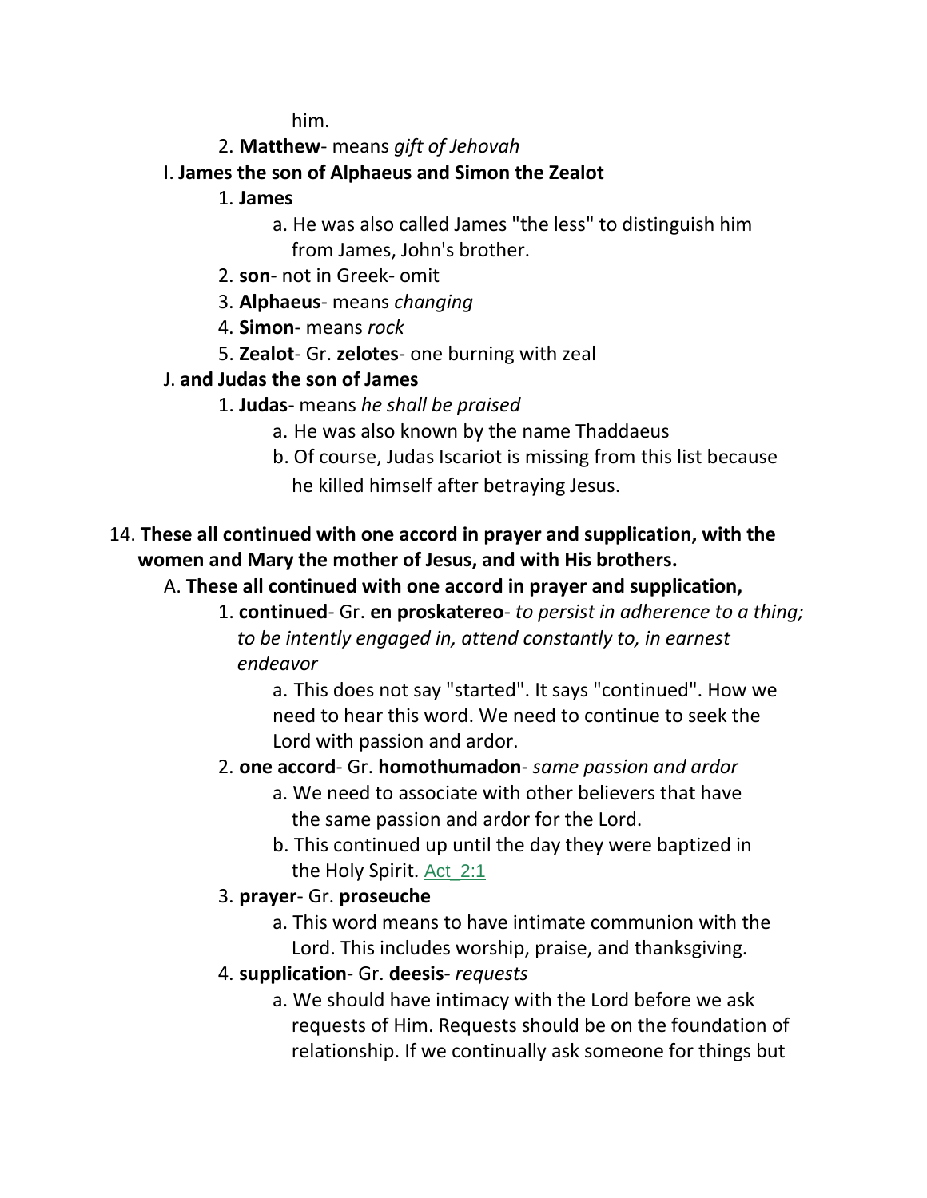him.

2. **Matthew**- means *gift of Jehovah*

I. **James the son of Alphaeus and Simon the Zealot**

1. **James**
   a. He was also called James "the less" to distinguish him from James, John's brother.
2. **son**- not in Greek- omit
3. **Alphaeus**- means *changing*
4. **Simon**- means *rock*
5. **Zealot**- Gr. **zelotes**- one burning with zeal

J. **and Judas the son of James**

1. **Judas**- means *he shall be praised*
   a. He was also known by the name Thaddaeus
   b. Of course, Judas Iscariot is missing from this list because he killed himself after betraying Jesus.

14. **These all continued with one accord in prayer and supplication, with the women and Mary the mother of Jesus, and with His brothers.**

A. **These all continued with one accord in prayer and supplication,**

1. **continued**- Gr. **en proskatereo**- *to persist in adherence to a thing; to be intently engaged in, attend constantly to, in earnest endeavor*
   a. This does not say "started". It says "continued". How we need to hear this word. We need to continue to seek the Lord with passion and ardor.
2. **one accord**- Gr. **homothumadon**- *same passion and ardor*
   a. We need to associate with other believers that have the same passion and ardor for the Lord.
   b. This continued up until the day they were baptized in the Holy Spirit. Act_2:1
3. **prayer**- Gr. **proseuche**
   a. This word means to have intimate communion with the Lord. This includes worship, praise, and thanksgiving.
4. **supplication**- Gr. **deesis**- *requests*
   a. We should have intimacy with the Lord before we ask requests of Him. Requests should be on the foundation of relationship. If we continually ask someone for things but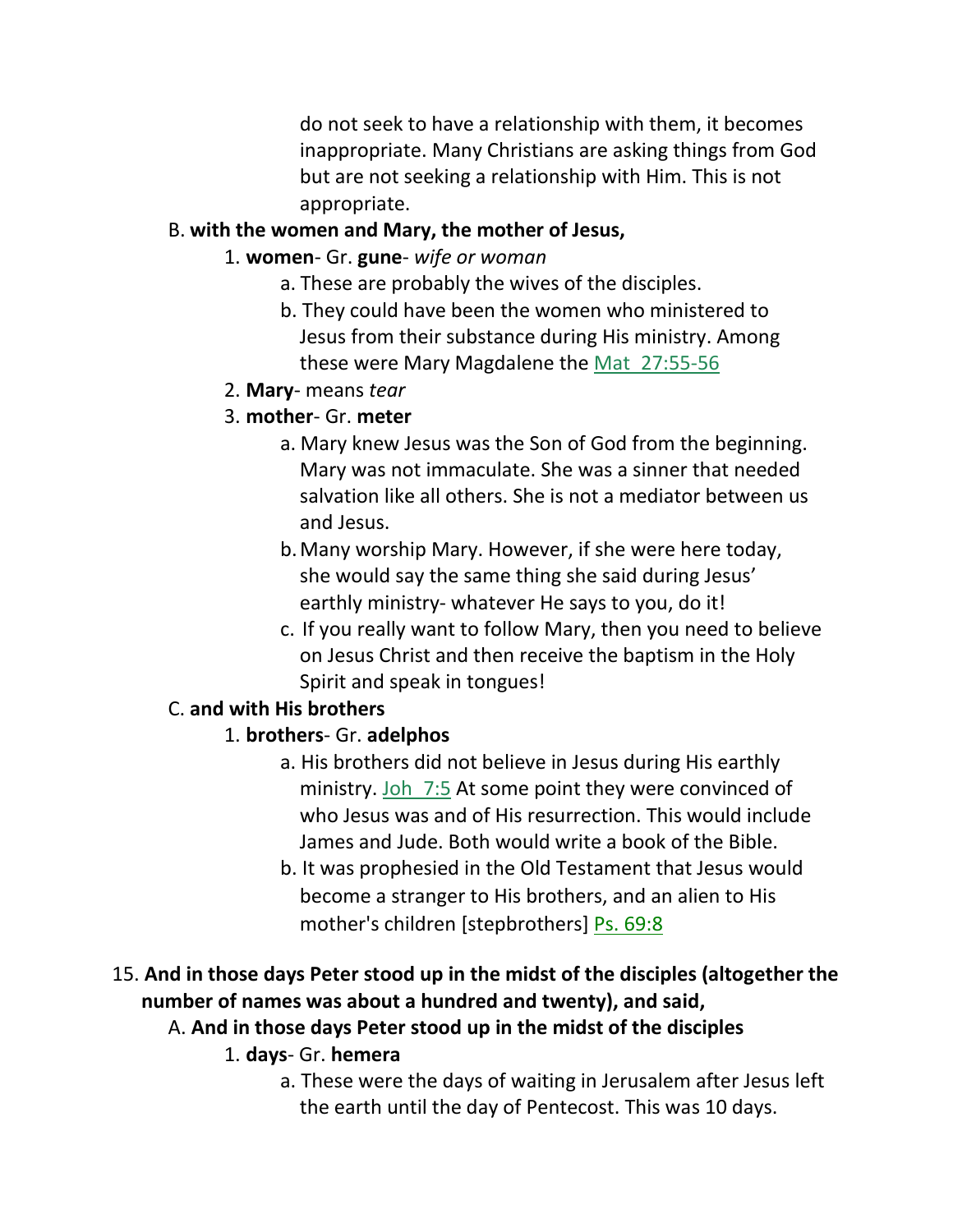do not seek to have a relationship with them, it becomes inappropriate. Many Christians are asking things from God but are not seeking a relationship with Him. This is not appropriate.

B. **with the women and Mary, the mother of Jesus,**

1. **women**- Gr. **gune**- *wife or woman*
    a. These are probably the wives of the disciples.
    b. They could have been the women who ministered to Jesus from their substance during His ministry. Among these were Mary Magdalene the Mat 27:55-56
2. **Mary**- means *tear*
3. **mother**- Gr. **meter**
    a. Mary knew Jesus was the Son of God from the beginning. Mary was not immaculate. She was a sinner that needed salvation like all others. She is not a mediator between us and Jesus.
    b. Many worship Mary. However, if she were here today, she would say the same thing she said during Jesus' earthly ministry- whatever He says to you, do it!
    c. If you really want to follow Mary, then you need to believe on Jesus Christ and then receive the baptism in the Holy Spirit and speak in tongues!

C. **and with His brothers**

1. **brothers**- Gr. **adelphos**
    a. His brothers did not believe in Jesus during His earthly ministry. Joh 7:5 At some point they were convinced of who Jesus was and of His resurrection. This would include James and Jude. Both would write a book of the Bible.
    b. It was prophesied in the Old Testament that Jesus would become a stranger to His brothers, and an alien to His mother's children [stepbrothers] Ps. 69:8

15. **And in those days Peter stood up in the midst of the disciples (altogether the number of names was about a hundred and twenty), and said,**

A. **And in those days Peter stood up in the midst of the disciples**

1. **days**- Gr. **hemera**
    a. These were the days of waiting in Jerusalem after Jesus left the earth until the day of Pentecost. This was 10 days.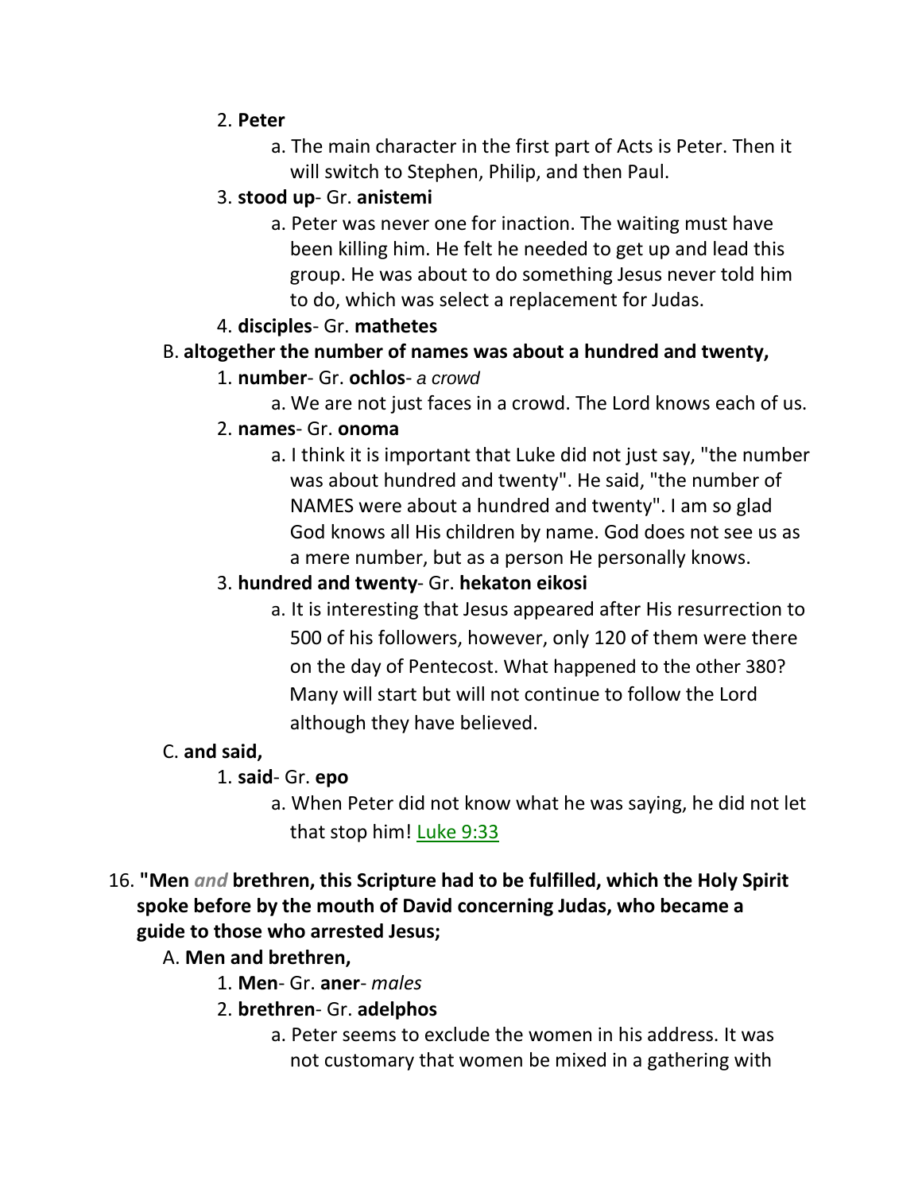2. **Peter**

    a. The main character in the first part of Acts is Peter. Then it will switch to Stephen, Philip, and then Paul.

3. **stood up**- Gr. **anistemi**

    a. Peter was never one for inaction. The waiting must have been killing him. He felt he needed to get up and lead this group. He was about to do something Jesus never told him to do, which was select a replacement for Judas.

4. **disciples**- Gr. **mathetes**

B. **altogether the number of names was about a hundred and twenty,**

1. **number**- Gr. **ochlos**- *a crowd*

    a. We are not just faces in a crowd. The Lord knows each of us.

2. **names**- Gr. **onoma**

    a. I think it is important that Luke did not just say, "the number was about hundred and twenty". He said, "the number of NAMES were about a hundred and twenty". I am so glad God knows all His children by name. God does not see us as a mere number, but as a person He personally knows.

3. **hundred and twenty**- Gr. **hekaton eikosi**

    a. It is interesting that Jesus appeared after His resurrection to 500 of his followers, however, only 120 of them were there on the day of Pentecost. What happened to the other 380? Many will start but will not continue to follow the Lord although they have believed.

C. **and said,**

1. **said**- Gr. **epo**

    a. When Peter did not know what he was saying, he did not let that stop him! Luke 9:33

16. **"Men *and* brethren, this Scripture had to be fulfilled, which the Holy Spirit spoke before by the mouth of David concerning Judas, who became a guide to those who arrested Jesus;**

A. **Men and brethren,**

1. **Men**- Gr. **aner**- *males*

2. **brethren**- Gr. **adelphos**

    a. Peter seems to exclude the women in his address. It was not customary that women be mixed in a gathering with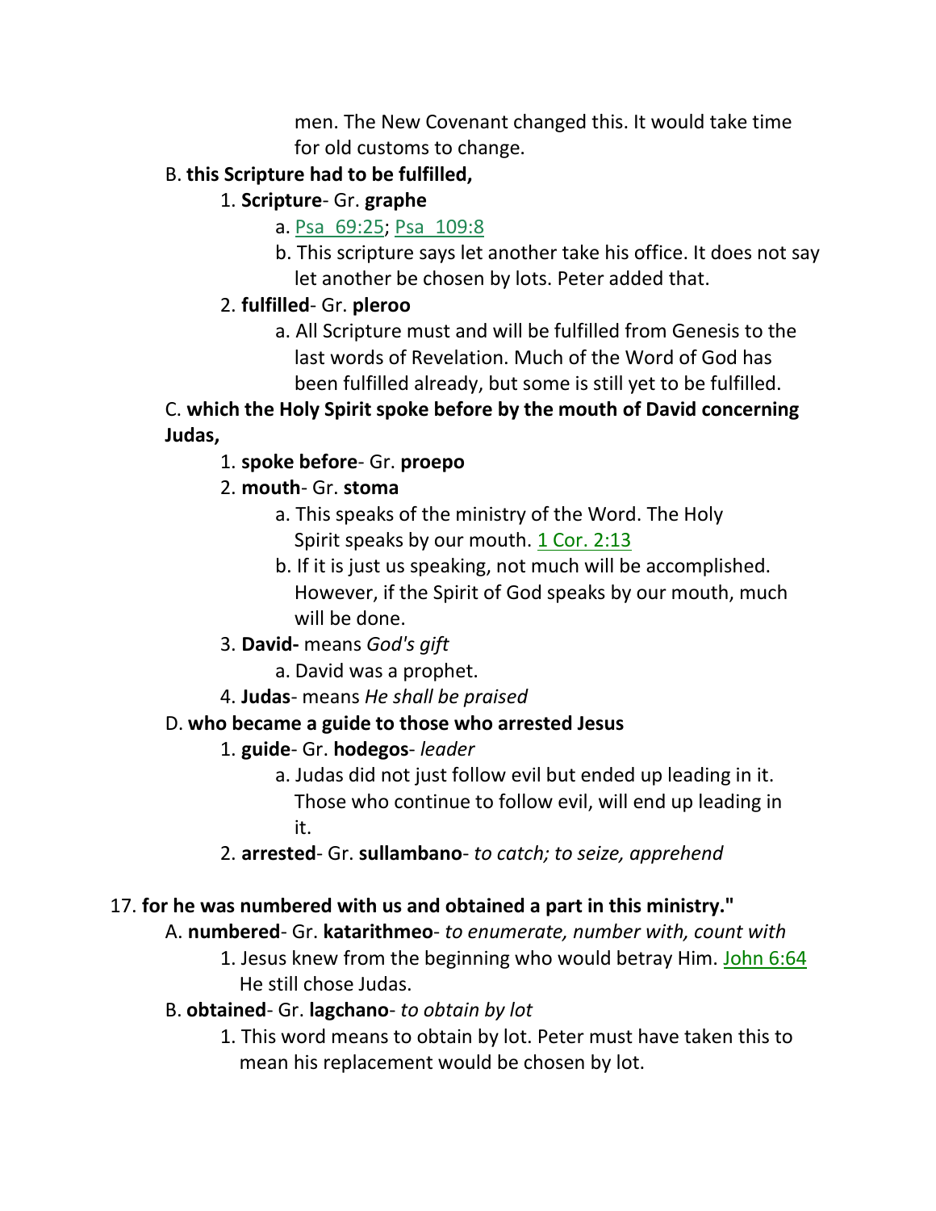men. The New Covenant changed this. It would take time for old customs to change.

B. **this Scripture had to be fulfilled,**

1. **Scripture**- Gr. **graphe**
    - a. Psa 69:25; Psa 109:8
    - b. This scripture says let another take his office. It does not say let another be chosen by lots. Peter added that.
2. **fulfilled**- Gr. **pleroo**
    - a. All Scripture must and will be fulfilled from Genesis to the last words of Revelation. Much of the Word of God has been fulfilled already, but some is still yet to be fulfilled.

C. **which the Holy Spirit spoke before by the mouth of David concerning Judas,**

1. **spoke before**- Gr. **proepo**
2. **mouth**- Gr. **stoma**
    - a. This speaks of the ministry of the Word. The Holy Spirit speaks by our mouth. 1 Cor. 2:13
    - b. If it is just us speaking, not much will be accomplished. However, if the Spirit of God speaks by our mouth, much will be done.
3. **David-** means *God's gift*
    - a. David was a prophet.
4. **Judas**- means *He shall be praised*

D. **who became a guide to those who arrested Jesus**

1. **guide**- Gr. **hodegos**- *leader*
    - a. Judas did not just follow evil but ended up leading in it. Those who continue to follow evil, will end up leading in it.
2. **arrested**- Gr. **sullambano**- *to catch; to seize, apprehend*

17. **for he was numbered with us and obtained a part in this ministry."**

A. **numbered**- Gr. **katarithmeo**- *to enumerate, number with, count with*

1. Jesus knew from the beginning who would betray Him. John 6:64 He still chose Judas.

B. **obtained**- Gr. **lagchano**- *to obtain by lot*

1. This word means to obtain by lot. Peter must have taken this to mean his replacement would be chosen by lot.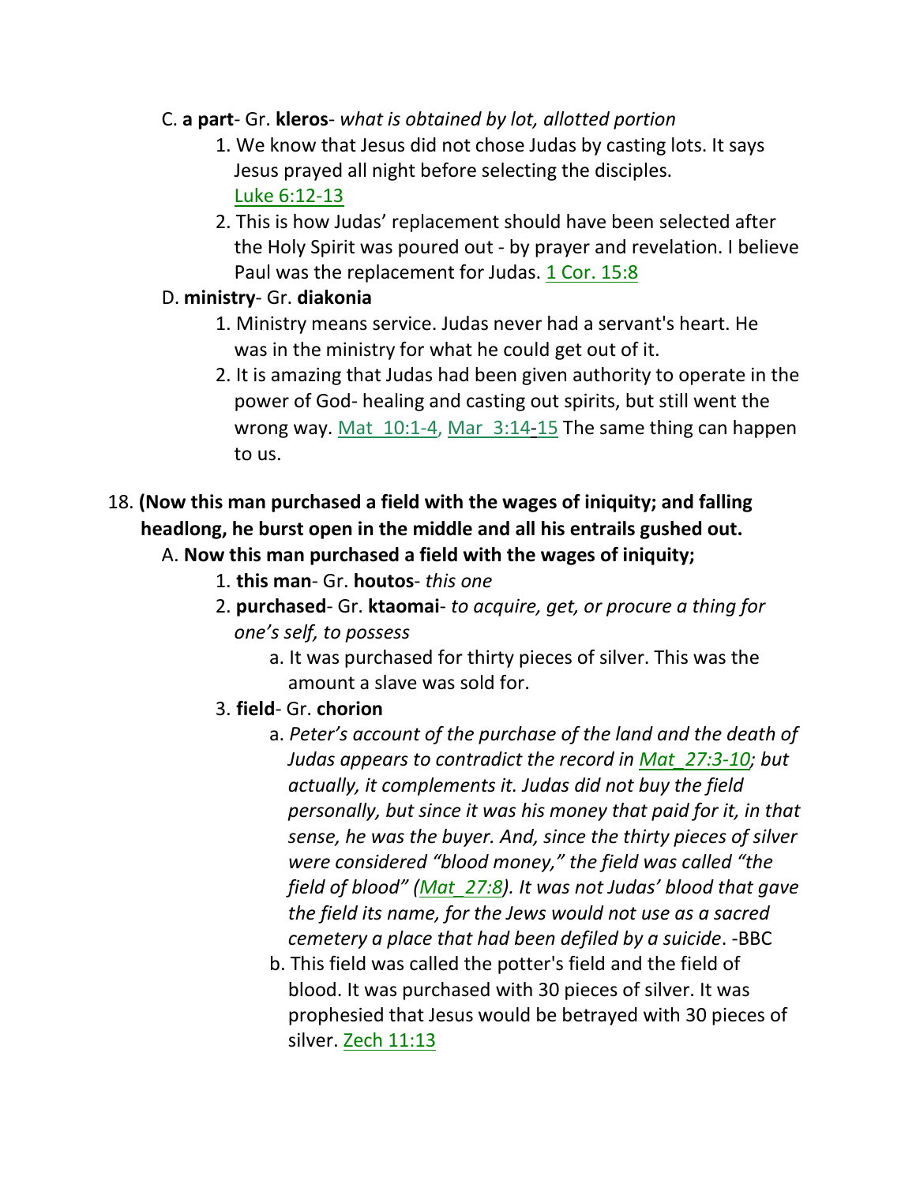C. **a part**- Gr. **kleros**- *what is obtained by lot, allotted portion*

1. We know that Jesus did not chose Judas by casting lots. It says Jesus prayed all night before selecting the disciples. Luke 6:12-13
2. This is how Judas' replacement should have been selected after the Holy Spirit was poured out - by prayer and revelation. I believe Paul was the replacement for Judas. 1 Cor. 15:8

D. **ministry**- Gr. **diakonia**

1. Ministry means service. Judas never had a servant's heart. He was in the ministry for what he could get out of it.
2. It is amazing that Judas had been given authority to operate in the power of God- healing and casting out spirits, but still went the wrong way. Mat_10:1-4, Mar_3:14-15 The same thing can happen to us.

18. **(Now this man purchased a field with the wages of iniquity; and falling headlong, he burst open in the middle and all his entrails gushed out.**

A. **Now this man purchased a field with the wages of iniquity;**

1. **this man**- Gr. **houtos**- *this one*
2. **purchased**- Gr. **ktaomai**- *to acquire, get, or procure a thing for one's self, to possess*
   a. It was purchased for thirty pieces of silver. This was the amount a slave was sold for.
3. **field**- Gr. **chorion**
   a. *Peter's account of the purchase of the land and the death of Judas appears to contradict the record in Mat_27:3-10; but actually, it complements it. Judas did not buy the field personally, but since it was his money that paid for it, in that sense, he was the buyer. And, since the thirty pieces of silver were considered "blood money," the field was called "the field of blood" (Mat_27:8). It was not Judas' blood that gave the field its name, for the Jews would not use as a sacred cemetery a place that had been defiled by a suicide*. -BBC
   b. This field was called the potter's field and the field of blood. It was purchased with 30 pieces of silver. It was prophesied that Jesus would be betrayed with 30 pieces of silver. Zech 11:13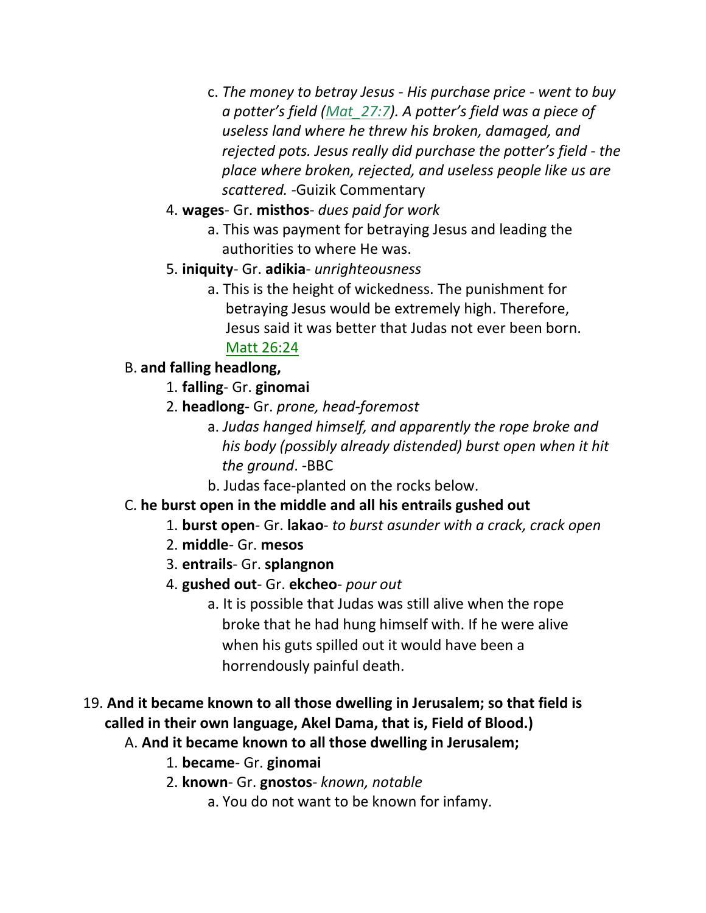c. *The money to betray Jesus - His purchase price - went to buy a potter's field (Mat_27:7). A potter's field was a piece of useless land where he threw his broken, damaged, and rejected pots. Jesus really did purchase the potter's field - the place where broken, rejected, and useless people like us are scattered.* -Guizik Commentary

4. **wages**- Gr. **misthos**- *dues paid for work*
   a. This was payment for betraying Jesus and leading the authorities to where He was.
5. **iniquity**- Gr. **adikia**- *unrighteousness*
   a. This is the height of wickedness. The punishment for betraying Jesus would be extremely high. Therefore, Jesus said it was better that Judas not ever been born. Matt 26:24

B. **and falling headlong,**
   1. **falling**- Gr. **ginomai**
   2. **headlong**- Gr. *prone, head-foremost*
      a. *Judas hanged himself, and apparently the rope broke and his body (possibly already distended) burst open when it hit the ground*. -BBC
      b. Judas face-planted on the rocks below.

C. **he burst open in the middle and all his entrails gushed out**
   1. **burst open**- Gr. **lakao**- *to burst asunder with a crack, crack open*
   2. **middle**- Gr. **mesos**
   3. **entrails**- Gr. **splangnon**
   4. **gushed out**- Gr. **ekcheo**- *pour out*
      a. It is possible that Judas was still alive when the rope broke that he had hung himself with. If he were alive when his guts spilled out it would have been a horrendously painful death.

19. **And it became known to all those dwelling in Jerusalem; so that field is called in their own language, Akel Dama, that is, Field of Blood.)**
   A. **And it became known to all those dwelling in Jerusalem;**
      1. **became**- Gr. **ginomai**
      2. **known**- Gr. **gnostos**- *known, notable*
         a. You do not want to be known for infamy.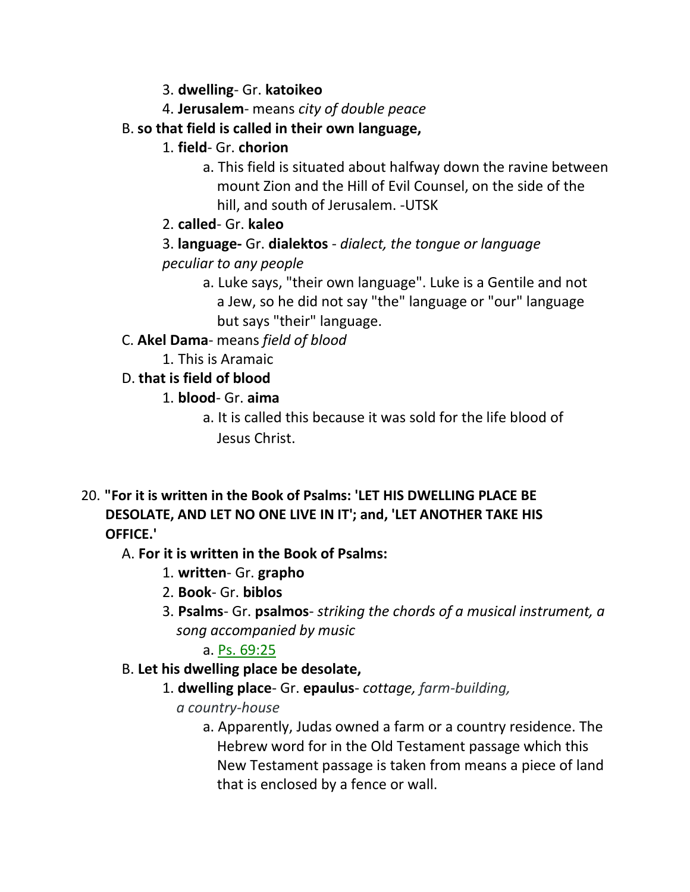3. **dwelling**- Gr. **katoikeo**
4. **Jerusalem**- means *city of double peace*

B. **so that field is called in their own language,**

1. **field**- Gr. **chorion**
    a. This field is situated about halfway down the ravine between mount Zion and the Hill of Evil Counsel, on the side of the hill, and south of Jerusalem. -UTSK
2. **called**- Gr. **kaleo**
3. **language-** Gr. **dialektos** - *dialect, the tongue or language peculiar to any people*
    a. Luke says, "their own language". Luke is a Gentile and not a Jew, so he did not say "the" language or "our" language but says "their" language.

C. **Akel Dama**- means *field of blood*

1. This is Aramaic

D. **that is field of blood**

1. **blood**- Gr. **aima**
    a. It is called this because it was sold for the life blood of Jesus Christ.

20. **"For it is written in the Book of Psalms: 'LET HIS DWELLING PLACE BE DESOLATE, AND LET NO ONE LIVE IN IT'; and, 'LET ANOTHER TAKE HIS OFFICE.'**

A. **For it is written in the Book of Psalms:**

1. **written**- Gr. **grapho**
2. **Book**- Gr. **biblos**
3. **Psalms**- Gr. **psalmos**- *striking the chords of a musical instrument, a song accompanied by music*
    a. Ps. 69:25

B. **Let his dwelling place be desolate,**

1. **dwelling place**- Gr. **epaulus**- *cottage, farm-building, a country-house*
    a. Apparently, Judas owned a farm or a country residence. The Hebrew word for in the Old Testament passage which this New Testament passage is taken from means a piece of land that is enclosed by a fence or wall.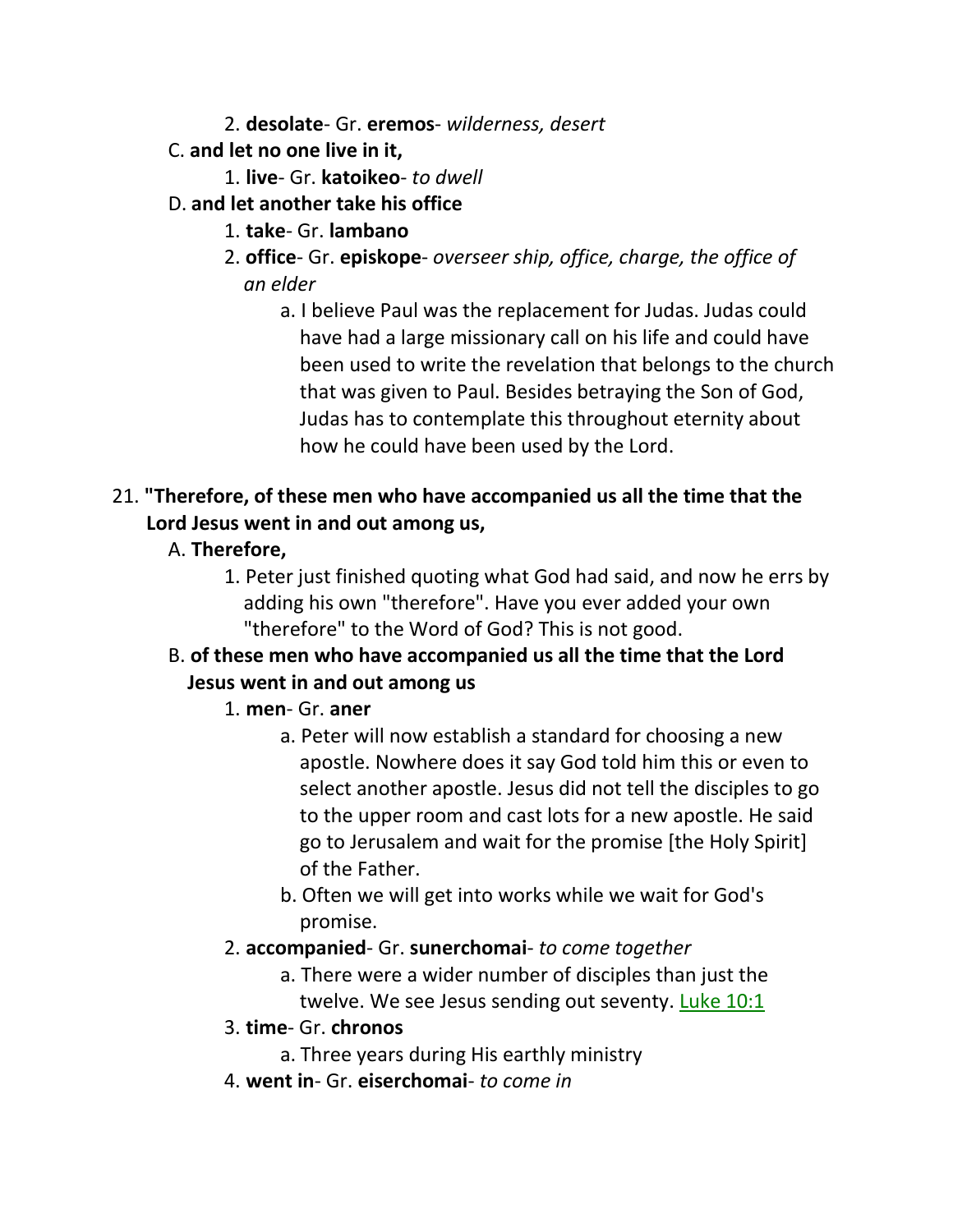2. **desolate**- Gr. **eremos**- *wilderness, desert*

C. **and let no one live in it,**

1. **live**- Gr. **katoikeo**- *to dwell*

D. **and let another take his office**

1. **take**- Gr. **lambano**
2. **office**- Gr. **episkope**- *overseer ship, office, charge, the office of an elder*
   a. I believe Paul was the replacement for Judas. Judas could have had a large missionary call on his life and could have been used to write the revelation that belongs to the church that was given to Paul. Besides betraying the Son of God, Judas has to contemplate this throughout eternity about how he could have been used by the Lord.

21. **"Therefore, of these men who have accompanied us all the time that the Lord Jesus went in and out among us,**

A. **Therefore,**

1. Peter just finished quoting what God had said, and now he errs by adding his own "therefore". Have you ever added your own "therefore" to the Word of God? This is not good.

B. **of these men who have accompanied us all the time that the Lord Jesus went in and out among us**

1. **men**- Gr. **aner**
   a. Peter will now establish a standard for choosing a new apostle. Nowhere does it say God told him this or even to select another apostle. Jesus did not tell the disciples to go to the upper room and cast lots for a new apostle. He said go to Jerusalem and wait for the promise [the Holy Spirit] of the Father.
   b. Often we will get into works while we wait for God's promise.
2. **accompanied**- Gr. **sunerchomai**- *to come together*
   a. There were a wider number of disciples than just the twelve. We see Jesus sending out seventy. Luke 10:1
3. **time**- Gr. **chronos**
   a. Three years during His earthly ministry
4. **went in**- Gr. **eiserchomai**- *to come in*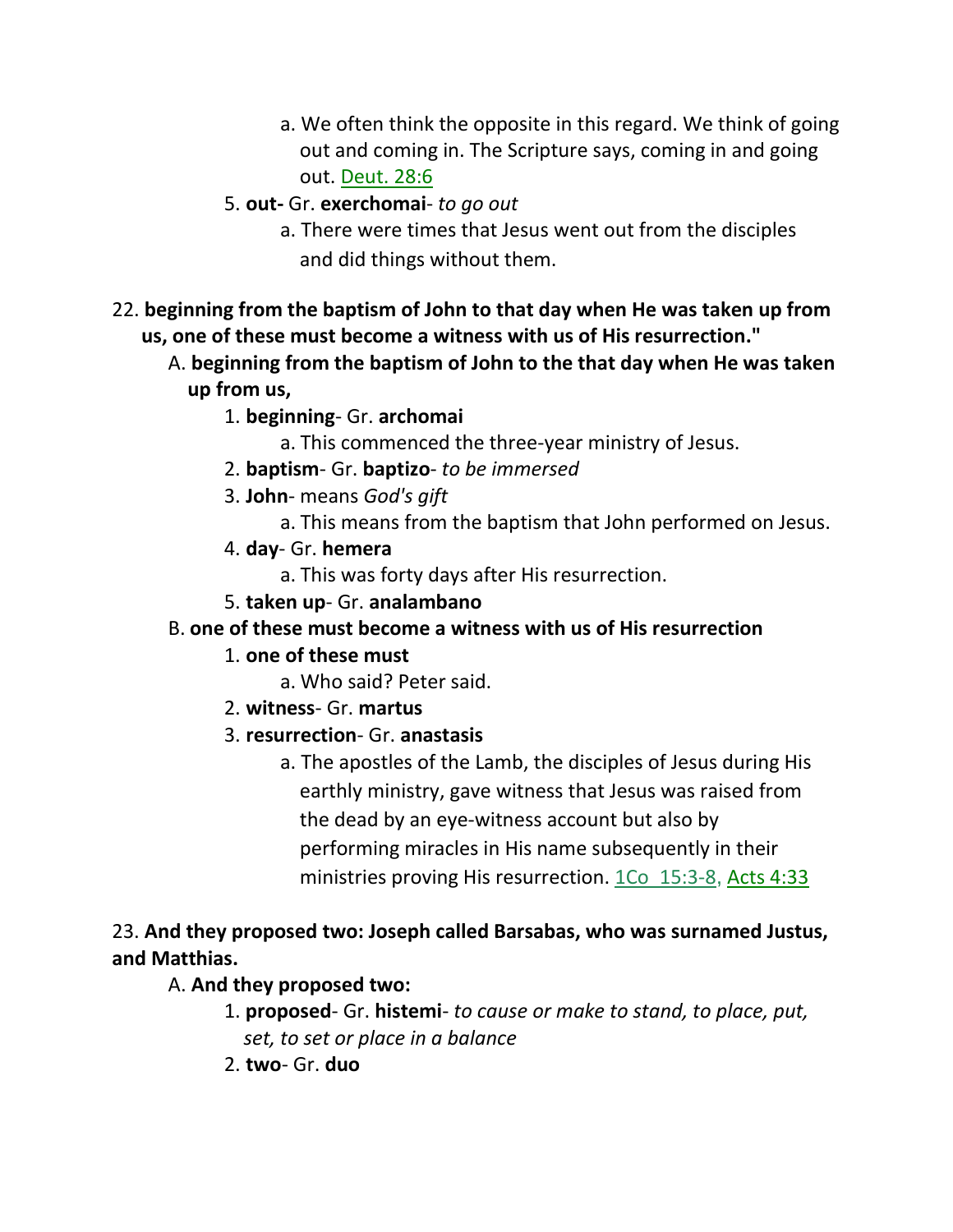a. We often think the opposite in this regard. We think of going out and coming in. The Scripture says, coming in and going out. Deut. 28:6

    5. **out-** Gr. **exerchomai**- *to go out*

        a. There were times that Jesus went out from the disciples and did things without them.

22. **beginning from the baptism of John to that day when He was taken up from us, one of these must become a witness with us of His resurrection."**

    A. **beginning from the baptism of John to the that day when He was taken up from us,**

        1. **beginning**- Gr. **archomai**

            a. This commenced the three-year ministry of Jesus.

        2. **baptism**- Gr. **baptizo**- *to be immersed*

        3. **John**- means *God's gift*

            a. This means from the baptism that John performed on Jesus.

        4. **day**- Gr. **hemera**

            a. This was forty days after His resurrection.

        5. **taken up**- Gr. **analambano**

    B. **one of these must become a witness with us of His resurrection**

        1. **one of these must**

            a. Who said? Peter said.

        2. **witness**- Gr. **martus**

        3. **resurrection**- Gr. **anastasis**

            a. The apostles of the Lamb, the disciples of Jesus during His earthly ministry, gave witness that Jesus was raised from the dead by an eye-witness account but also by performing miracles in His name subsequently in their ministries proving His resurrection. 1Co 15:3-8, Acts 4:33

23. **And they proposed two: Joseph called Barsabas, who was surnamed Justus, and Matthias.**

    A. **And they proposed two:**

        1. **proposed**- Gr. **histemi**- *to cause or make to stand, to place, put, set, to set or place in a balance*

        2. **two**- Gr. **duo**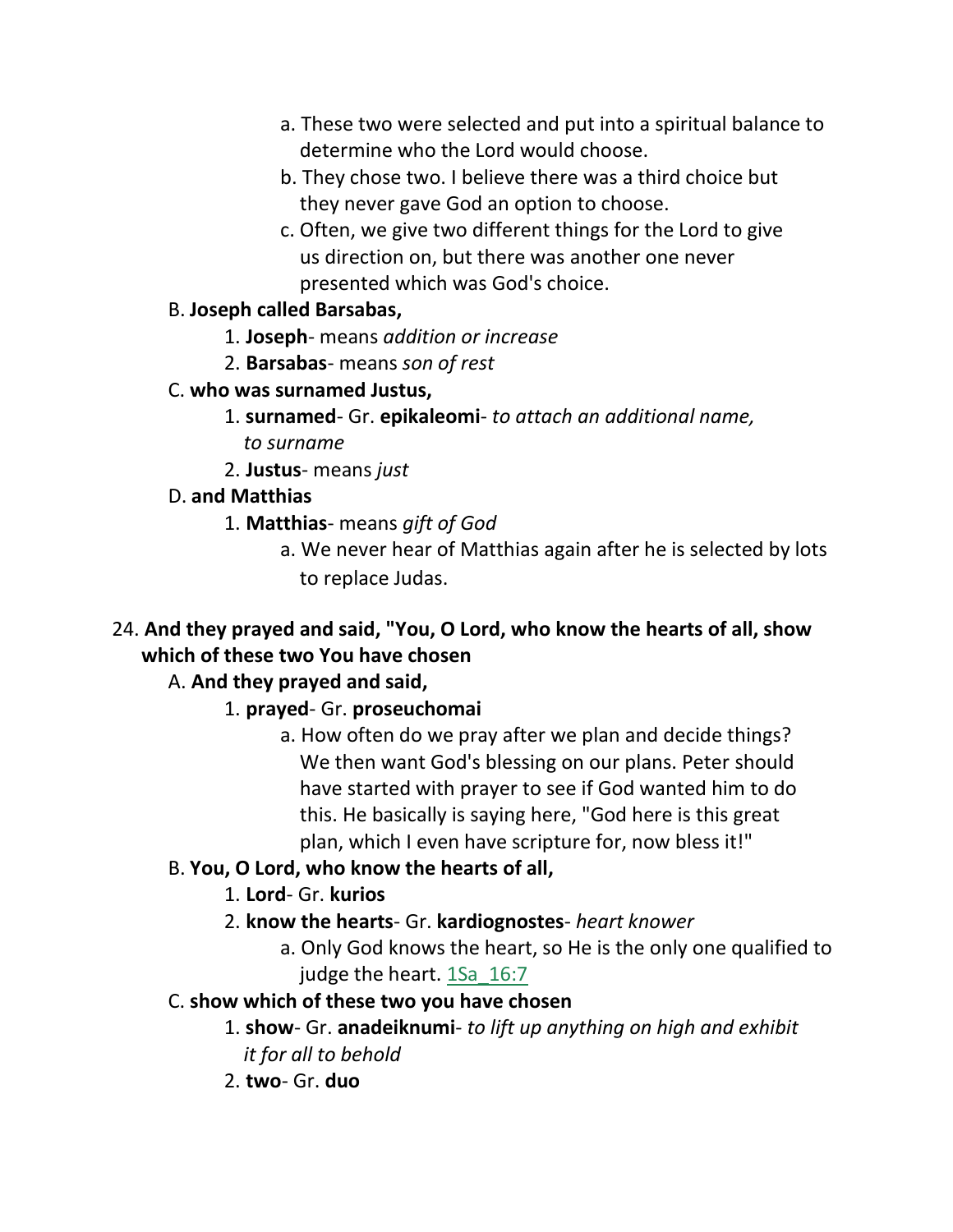- a. These two were selected and put into a spiritual balance to determine who the Lord would choose.
- b. They chose two. I believe there was a third choice but they never gave God an option to choose.
- c. Often, we give two different things for the Lord to give us direction on, but there was another one never presented which was God's choice.

B. **Joseph called Barsabas,**

1. **Joseph**- means *addition or increase*
2. **Barsabas**- means *son of rest*

C. **who was surnamed Justus,**

1. **surnamed**- Gr. **epikaleomi**- *to attach an additional name, to surname*
2. **Justus**- means *just*

D. **and Matthias**

1. **Matthias**- means *gift of God*
   - a. We never hear of Matthias again after he is selected by lots to replace Judas.

24. **And they prayed and said, "You, O Lord, who know the hearts of all, show which of these two You have chosen**

A. **And they prayed and said,**

1. **prayed**- Gr. **proseuchomai**
   - a. How often do we pray after we plan and decide things? We then want God's blessing on our plans. Peter should have started with prayer to see if God wanted him to do this. He basically is saying here, "God here is this great plan, which I even have scripture for, now bless it!"

B. **You, O Lord, who know the hearts of all,**

1. **Lord**- Gr. **kurios**
2. **know the hearts**- Gr. **kardiognostes**- *heart knower*
   - a. Only God knows the heart, so He is the only one qualified to judge the heart. 1Sa_16:7

C. **show which of these two you have chosen**

1. **show**- Gr. **anadeiknumi**- *to lift up anything on high and exhibit it for all to behold*
2. **two**- Gr. **duo**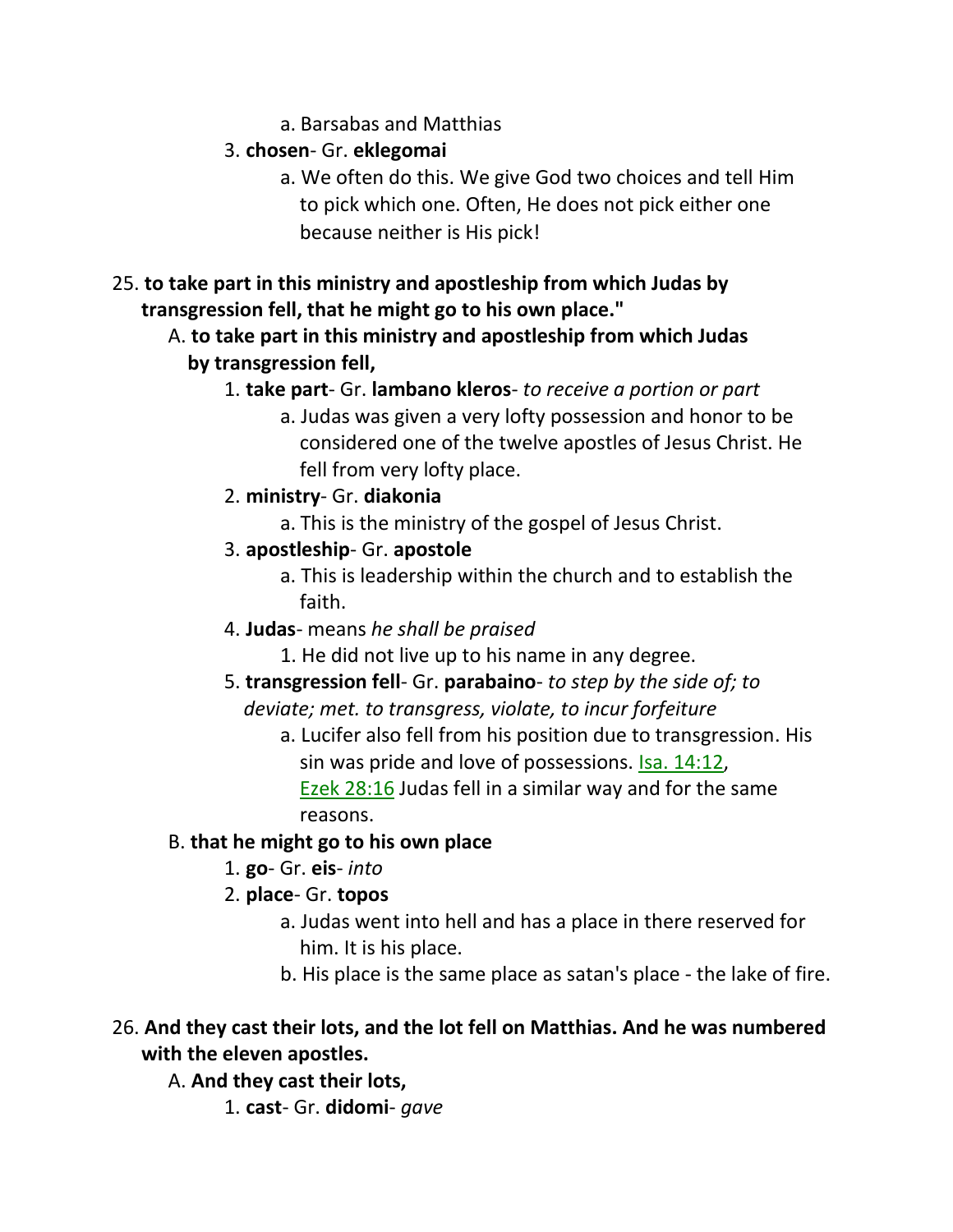a. Barsabas and Matthias

        3. **chosen**- Gr. **eklegomai**

            a. We often do this. We give God two choices and tell Him to pick which one. Often, He does not pick either one because neither is His pick!

25. **to take part in this ministry and apostleship from which Judas by transgression fell, that he might go to his own place."**

    A. **to take part in this ministry and apostleship from which Judas by transgression fell,**

        1. **take part**- Gr. **lambano kleros**- *to receive a portion or part*

            a. Judas was given a very lofty possession and honor to be considered one of the twelve apostles of Jesus Christ. He fell from very lofty place.

        2. **ministry**- Gr. **diakonia**

            a. This is the ministry of the gospel of Jesus Christ.

        3. **apostleship**- Gr. **apostole**

            a. This is leadership within the church and to establish the faith.

        4. **Judas**- means *he shall be praised*

            1. He did not live up to his name in any degree.

        5. **transgression fell**- Gr. **parabaino**- *to step by the side of; to deviate; met. to transgress, violate, to incur forfeiture*

            a. Lucifer also fell from his position due to transgression. His sin was pride and love of possessions. Isa. 14:12, Ezek 28:16 Judas fell in a similar way and for the same reasons.

    B. **that he might go to his own place**

        1. **go**- Gr. **eis**- *into*

        2. **place**- Gr. **topos**

            a. Judas went into hell and has a place in there reserved for him. It is his place.

            b. His place is the same place as satan's place - the lake of fire.

26. **And they cast their lots, and the lot fell on Matthias. And he was numbered with the eleven apostles.**

    A. **And they cast their lots,**

        1. **cast**- Gr. **didomi**- *gave*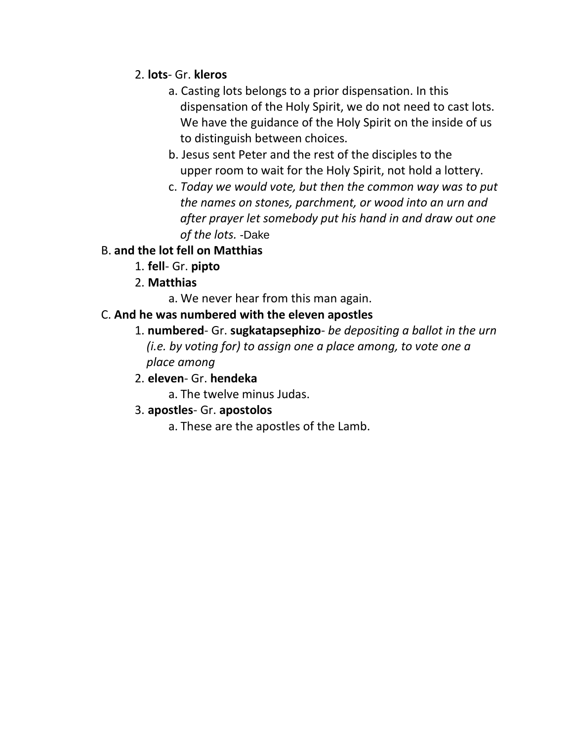2. **lots**- Gr. **kleros**
    - a. Casting lots belongs to a prior dispensation. In this dispensation of the Holy Spirit, we do not need to cast lots. We have the guidance of the Holy Spirit on the inside of us to distinguish between choices.
    - b. Jesus sent Peter and the rest of the disciples to the upper room to wait for the Holy Spirit, not hold a lottery.
    - c. *Today we would vote, but then the common way was to put the names on stones, parchment, or wood into an urn and after prayer let somebody put his hand in and draw out one of the lots.* -Dake

B. **and the lot fell on Matthias**

1. **fell**- Gr. **pipto**
2. **Matthias**
    - a. We never hear from this man again.

C. **And he was numbered with the eleven apostles**

1. **numbered**- Gr. **sugkatapsephizo**- *be depositing a ballot in the urn (i.e. by voting for) to assign one a place among, to vote one a place among*
2. **eleven**- Gr. **hendeka**
    - a. The twelve minus Judas.
3. **apostles**- Gr. **apostolos**
    - a. These are the apostles of the Lamb.